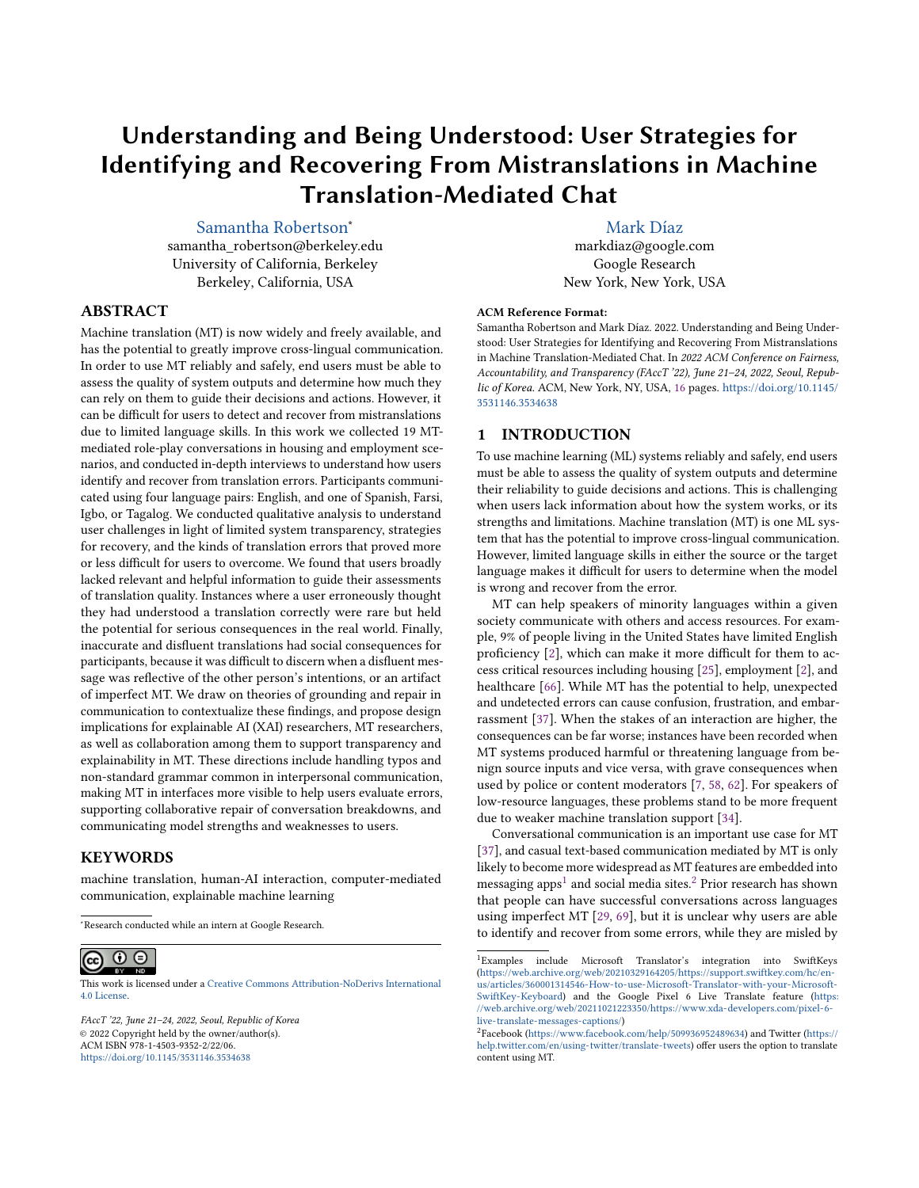# Understanding and Being Understood: User Strategies for Identifying and Recovering From Mistranslations in Machine Translation-Mediated Chat

Samantha Robertson*
samantha_robertson@berkeley.edu
University of California, Berkeley
Berkeley, California, USA

Mark Díaz
markdiaz@google.com
Google Research
New York, New York, USA

## ABSTRACT

Machine translation (MT) is now widely and freely available, and has the potential to greatly improve cross-lingual communication. In order to use MT reliably and safely, end users must be able to assess the quality of system outputs and determine how much they can rely on them to guide their decisions and actions. However, it can be difficult for users to detect and recover from mistranslations due to limited language skills. In this work we collected 19 MT-mediated role-play conversations in housing and employment scenarios, and conducted in-depth interviews to understand how users identify and recover from translation errors. Participants communicated using four language pairs: English, and one of Spanish, Farsi, Igbo, or Tagalog. We conducted qualitative analysis to understand user challenges in light of limited system transparency, strategies for recovery, and the kinds of translation errors that proved more or less difficult for users to overcome. We found that users broadly lacked relevant and helpful information to guide their assessments of translation quality. Instances where a user erroneously thought they had understood a translation correctly were rare but held the potential for serious consequences in the real world. Finally, inaccurate and disfluent translations had social consequences for participants, because it was difficult to discern when a disfluent message was reflective of the other person's intentions, or an artifact of imperfect MT. We draw on theories of grounding and repair in communication to contextualize these findings, and propose design implications for explainable AI (XAI) researchers, MT researchers, as well as collaboration among them to support transparency and explainability in MT. These directions include handling typos and non-standard grammar common in interpersonal communication, making MT in interfaces more visible to help users evaluate errors, supporting collaborative repair of conversation breakdowns, and communicating model strengths and weaknesses to users.

## KEYWORDS

machine translation, human-AI interaction, computer-mediated communication, explainable machine learning

*Research conducted while an intern at Google Research.

This work is licensed under a Creative Commons Attribution-NoDerivs International 4.0 License.

FAccT '22, June 21–24, 2022, Seoul, Republic of Korea
© 2022 Copyright held by the owner/author(s).
ACM ISBN 978-1-4503-9352-2/22/06.
https://doi.org/10.1145/3531146.3534638

**ACM Reference Format:**
Samantha Robertson and Mark Díaz. 2022. Understanding and Being Understood: User Strategies for Identifying and Recovering From Mistranslations in Machine Translation-Mediated Chat. In *2022 ACM Conference on Fairness, Accountability, and Transparency (FAccT '22), June 21–24, 2022, Seoul, Republic of Korea.* ACM, New York, NY, USA, 16 pages. https://doi.org/10.1145/3531146.3534638

## 1 INTRODUCTION

To use machine learning (ML) systems reliably and safely, end users must be able to assess the quality of system outputs and determine their reliability to guide decisions and actions. This is challenging when users lack information about how the system works, or its strengths and limitations. Machine translation (MT) is one ML system that has the potential to improve cross-lingual communication. However, limited language skills in either the source or the target language makes it difficult for users to determine when the model is wrong and recover from the error.

MT can help speakers of minority languages within a given society communicate with others and access resources. For example, 9% of people living in the United States have limited English proficiency [2], which can make it more difficult for them to access critical resources including housing [25], employment [2], and healthcare [66]. While MT has the potential to help, unexpected and undetected errors can cause confusion, frustration, and embarrassment [37]. When the stakes of an interaction are higher, the consequences can be far worse; instances have been recorded when MT systems produced harmful or threatening language from benign source inputs and vice versa, with grave consequences when used by police or content moderators [7, 58, 62]. For speakers of low-resource languages, these problems stand to be more frequent due to weaker machine translation support [34].

Conversational communication is an important use case for MT [37], and casual text-based communication mediated by MT is only likely to become more widespread as MT features are embedded into messaging apps[1] and social media sites.[2] Prior research has shown that people can have successful conversations across languages using imperfect MT [29, 69], but it is unclear why users are able to identify and recover from some errors, while they are misled by

[1]Examples include Microsoft Translator's integration into SwiftKeys (https://web.archive.org/web/20210329164205/https://support.swiftkey.com/hc/en-us/articles/360001314546-How-to-use-Microsoft-Translator-with-your-Microsoft-SwiftKey-Keyboard) and the Google Pixel 6 Live Translate feature (https://web.archive.org/web/20211021223350/https://www.xda-developers.com/pixel-6-live-translate-messages-captions/)

[2]Facebook (https://www.facebook.com/help/509936952489634) and Twitter (https://help.twitter.com/en/using-twitter/translate-tweets) offer users the option to translate content using MT.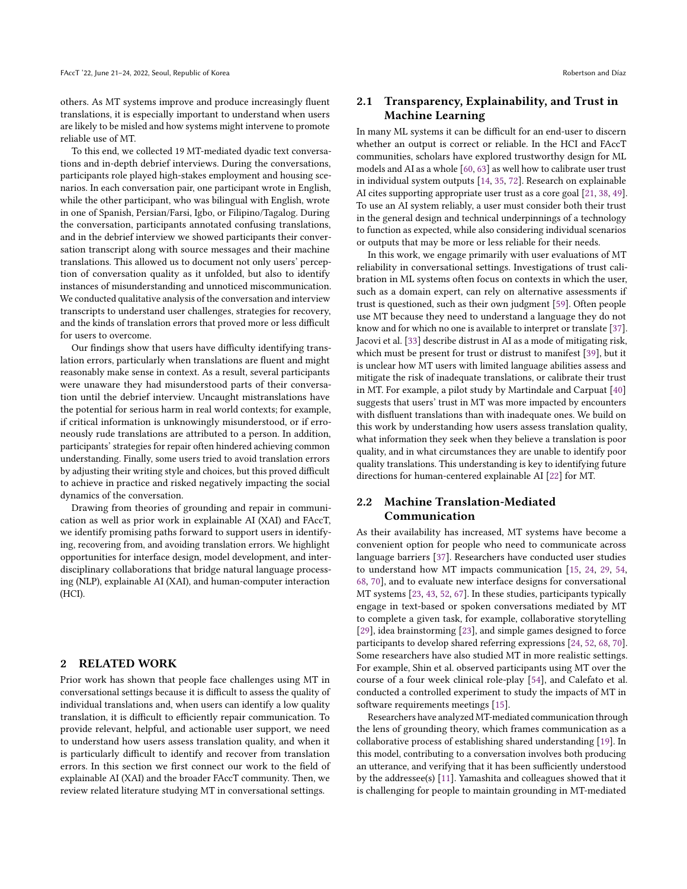others. As MT systems improve and produce increasingly fluent translations, it is especially important to understand when users are likely to be misled and how systems might intervene to promote reliable use of MT.

To this end, we collected 19 MT-mediated dyadic text conversations and in-depth debrief interviews. During the conversations, participants role played high-stakes employment and housing scenarios. In each conversation pair, one participant wrote in English, while the other participant, who was bilingual with English, wrote in one of Spanish, Persian/Farsi, Igbo, or Filipino/Tagalog. During the conversation, participants annotated confusing translations, and in the debrief interview we showed participants their conversation transcript along with source messages and their machine translations. This allowed us to document not only users' perception of conversation quality as it unfolded, but also to identify instances of misunderstanding and unnoticed miscommunication. We conducted qualitative analysis of the conversation and interview transcripts to understand user challenges, strategies for recovery, and the kinds of translation errors that proved more or less difficult for users to overcome.

Our findings show that users have difficulty identifying translation errors, particularly when translations are fluent and might reasonably make sense in context. As a result, several participants were unaware they had misunderstood parts of their conversation until the debrief interview. Uncaught mistranslations have the potential for serious harm in real world contexts; for example, if critical information is unknowingly misunderstood, or if erroneously rude translations are attributed to a person. In addition, participants' strategies for repair often hindered achieving common understanding. Finally, some users tried to avoid translation errors by adjusting their writing style and choices, but this proved difficult to achieve in practice and risked negatively impacting the social dynamics of the conversation.

Drawing from theories of grounding and repair in communication as well as prior work in explainable AI (XAI) and FAccT, we identify promising paths forward to support users in identifying, recovering from, and avoiding translation errors. We highlight opportunities for interface design, model development, and interdisciplinary collaborations that bridge natural language processing (NLP), explainable AI (XAI), and human-computer interaction (HCI).

## 2 RELATED WORK

Prior work has shown that people face challenges using MT in conversational settings because it is difficult to assess the quality of individual translations and, when users can identify a low quality translation, it is difficult to efficiently repair communication. To provide relevant, helpful, and actionable user support, we need to understand how users assess translation quality, and when it is particularly difficult to identify and recover from translation errors. In this section we first connect our work to the field of explainable AI (XAI) and the broader FAccT community. Then, we review related literature studying MT in conversational settings.

### 2.1 Transparency, Explainability, and Trust in Machine Learning

In many ML systems it can be difficult for an end-user to discern whether an output is correct or reliable. In the HCI and FAccT communities, scholars have explored trustworthy design for ML models and AI as a whole [60, 63] as well how to calibrate user trust in individual system outputs [14, 35, 72]. Research on explainable AI cites supporting appropriate user trust as a core goal [21, 38, 49]. To use an AI system reliably, a user must consider both their trust in the general design and technical underpinnings of a technology to function as expected, while also considering individual scenarios or outputs that may be more or less reliable for their needs.

In this work, we engage primarily with user evaluations of MT reliability in conversational settings. Investigations of trust calibration in ML systems often focus on contexts in which the user, such as a domain expert, can rely on alternative assessments if trust is questioned, such as their own judgment [59]. Often people use MT because they need to understand a language they do not know and for which no one is available to interpret or translate [37]. Jacovi et al. [33] describe distrust in AI as a mode of mitigating risk, which must be present for trust or distrust to manifest [39], but it is unclear how MT users with limited language abilities assess and mitigate the risk of inadequate translations, or calibrate their trust in MT. For example, a pilot study by Martindale and Carpuat [40] suggests that users' trust in MT was more impacted by encounters with disfluent translations than with inadequate ones. We build on this work by understanding how users assess translation quality, what information they seek when they believe a translation is poor quality, and in what circumstances they are unable to identify poor quality translations. This understanding is key to identifying future directions for human-centered explainable AI [22] for MT.

### 2.2 Machine Translation-Mediated Communication

As their availability has increased, MT systems have become a convenient option for people who need to communicate across language barriers [37]. Researchers have conducted user studies to understand how MT impacts communication [15, 24, 29, 54, 68, 70], and to evaluate new interface designs for conversational MT systems [23, 43, 52, 67]. In these studies, participants typically engage in text-based or spoken conversations mediated by MT to complete a given task, for example, collaborative storytelling [29], idea brainstorming [23], and simple games designed to force participants to develop shared referring expressions [24, 52, 68, 70]. Some researchers have also studied MT in more realistic settings. For example, Shin et al. observed participants using MT over the course of a four week clinical role-play [54], and Calefato et al. conducted a controlled experiment to study the impacts of MT in software requirements meetings [15].

Researchers have analyzed MT-mediated communication through the lens of grounding theory, which frames communication as a collaborative process of establishing shared understanding [19]. In this model, contributing to a conversation involves both producing an utterance, and verifying that it has been sufficiently understood by the addressee(s) [11]. Yamashita and colleagues showed that it is challenging for people to maintain grounding in MT-mediated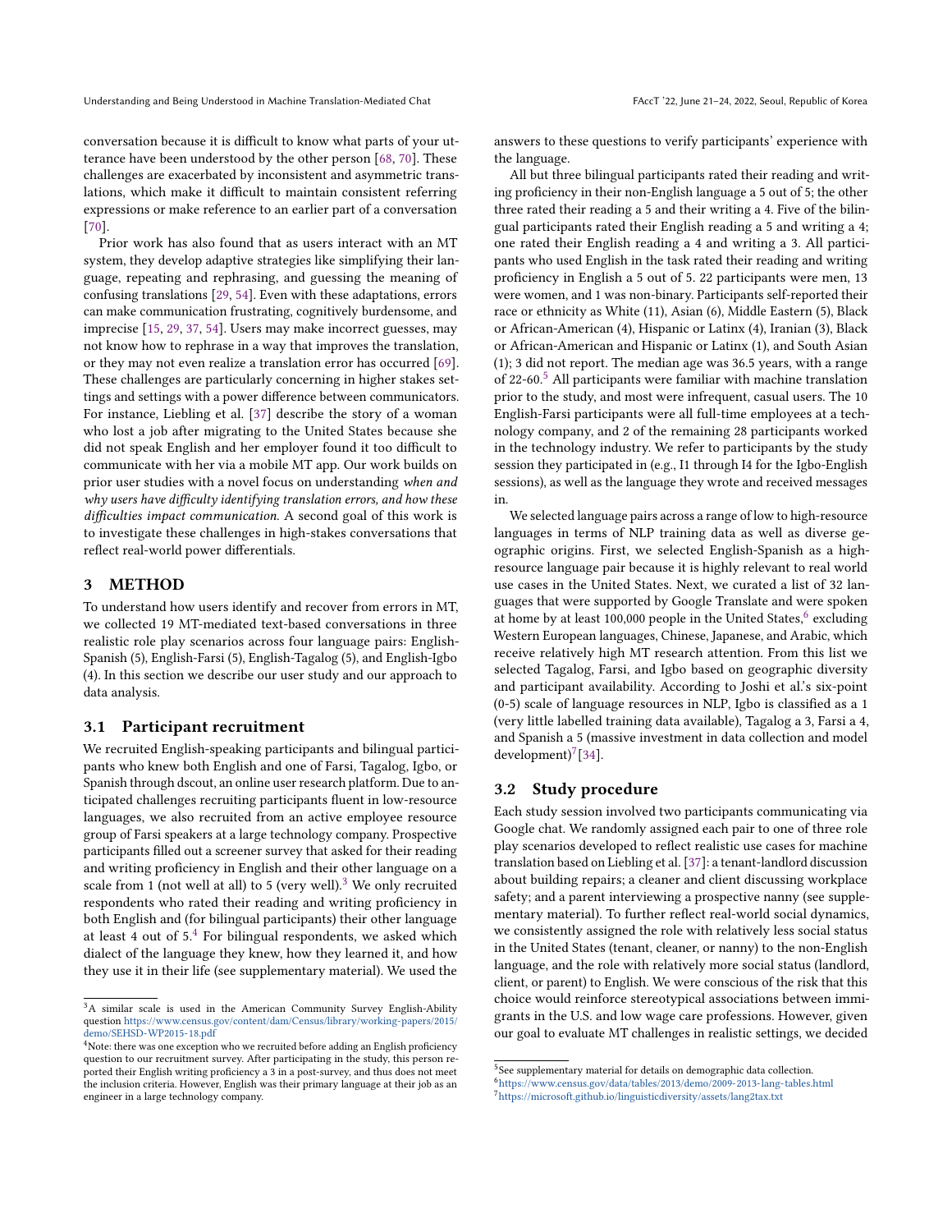conversation because it is difficult to know what parts of your utterance have been understood by the other person [68, 70]. These challenges are exacerbated by inconsistent and asymmetric translations, which make it difficult to maintain consistent referring expressions or make reference to an earlier part of a conversation [70].

Prior work has also found that as users interact with an MT system, they develop adaptive strategies like simplifying their language, repeating and rephrasing, and guessing the meaning of confusing translations [29, 54]. Even with these adaptations, errors can make communication frustrating, cognitively burdensome, and imprecise [15, 29, 37, 54]. Users may make incorrect guesses, may not know how to rephrase in a way that improves the translation, or they may not even realize a translation error has occurred [69]. These challenges are particularly concerning in higher stakes settings and settings with a power difference between communicators. For instance, Liebling et al. [37] describe the story of a woman who lost a job after migrating to the United States because she did not speak English and her employer found it too difficult to communicate with her via a mobile MT app. Our work builds on prior user studies with a novel focus on understanding *when and why users have difficulty identifying translation errors, and how these difficulties impact communication.* A second goal of this work is to investigate these challenges in high-stakes conversations that reflect real-world power differentials.

## 3 METHOD

To understand how users identify and recover from errors in MT, we collected 19 MT-mediated text-based conversations in three realistic role play scenarios across four language pairs: English-Spanish (5), English-Farsi (5), English-Tagalog (5), and English-Igbo (4). In this section we describe our user study and our approach to data analysis.

### 3.1 Participant recruitment

We recruited English-speaking participants and bilingual participants who knew both English and one of Farsi, Tagalog, Igbo, or Spanish through dscout, an online user research platform. Due to anticipated challenges recruiting participants fluent in low-resource languages, we also recruited from an active employee resource group of Farsi speakers at a large technology company. Prospective participants filled out a screener survey that asked for their reading and writing proficiency in English and their other language on a scale from 1 (not well at all) to 5 (very well).[3] We only recruited respondents who rated their reading and writing proficiency in both English and (for bilingual participants) their other language at least 4 out of 5.[4] For bilingual respondents, we asked which dialect of the language they knew, how they learned it, and how they use it in their life (see supplementary material). We used the answers to these questions to verify participants' experience with the language.

All but three bilingual participants rated their reading and writing proficiency in their non-English language a 5 out of 5; the other three rated their reading a 5 and their writing a 4. Five of the bilingual participants rated their English reading a 5 and writing a 4; one rated their English reading a 4 and writing a 3. All participants who used English in the task rated their reading and writing proficiency in English a 5 out of 5. 22 participants were men, 13 were women, and 1 was non-binary. Participants self-reported their race or ethnicity as White (11), Asian (6), Middle Eastern (5), Black or African-American (4), Hispanic or Latinx (4), Iranian (3), Black or African-American and Hispanic or Latinx (1), and South Asian (1); 3 did not report. The median age was 36.5 years, with a range of 22-60.[5] All participants were familiar with machine translation prior to the study, and most were infrequent, casual users. The 10 English-Farsi participants were all full-time employees at a technology company, and 2 of the remaining 28 participants worked in the technology industry. We refer to participants by the study session they participated in (e.g., I1 through I4 for the Igbo-English sessions), as well as the language they wrote and received messages in.

We selected language pairs across a range of low to high-resource languages in terms of NLP training data as well as diverse geographic origins. First, we selected English-Spanish as a high-resource language pair because it is highly relevant to real world use cases in the United States. Next, we curated a list of 32 languages that were supported by Google Translate and were spoken at home by at least 100,000 people in the United States,[6] excluding Western European languages, Chinese, Japanese, and Arabic, which receive relatively high MT research attention. From this list we selected Tagalog, Farsi, and Igbo based on geographic diversity and participant availability. According to Joshi et al.'s six-point (0-5) scale of language resources in NLP, Igbo is classified as a 1 (very little labelled training data available), Tagalog a 3, Farsi a 4, and Spanish a 5 (massive investment in data collection and model development)[7] [34].

### 3.2 Study procedure

Each study session involved two participants communicating via Google chat. We randomly assigned each pair to one of three role play scenarios developed to reflect realistic use cases for machine translation based on Liebling et al. [37]: a tenant-landlord discussion about building repairs; a cleaner and client discussing workplace safety; and a parent interviewing a prospective nanny (see supplementary material). To further reflect real-world social dynamics, we consistently assigned the role with relatively less social status in the United States (tenant, cleaner, or nanny) to the non-English language, and the role with relatively more social status (landlord, client, or parent) to English. We were conscious of the risk that this choice would reinforce stereotypical associations between immigrants in the U.S. and low wage care professions. However, given our goal to evaluate MT challenges in realistic settings, we decided

---

[3] A similar scale is used in the American Community Survey English-Ability question https://www.census.gov/content/dam/Census/library/working-papers/2015/demo/SEHSD-WP2015-18.pdf

[4] Note: there was one exception who we recruited before adding an English proficiency question to our recruitment survey. After participating in the study, this person reported their English writing proficiency a 3 in a post-survey, and thus does not meet the inclusion criteria. However, English was their primary language at their job as an engineer in a large technology company.

[5] See supplementary material for details on demographic data collection.

[6] https://www.census.gov/data/tables/2013/demo/2009-2013-lang-tables.html

[7] https://microsoft.github.io/linguisticdiversity/assets/lang2tax.txt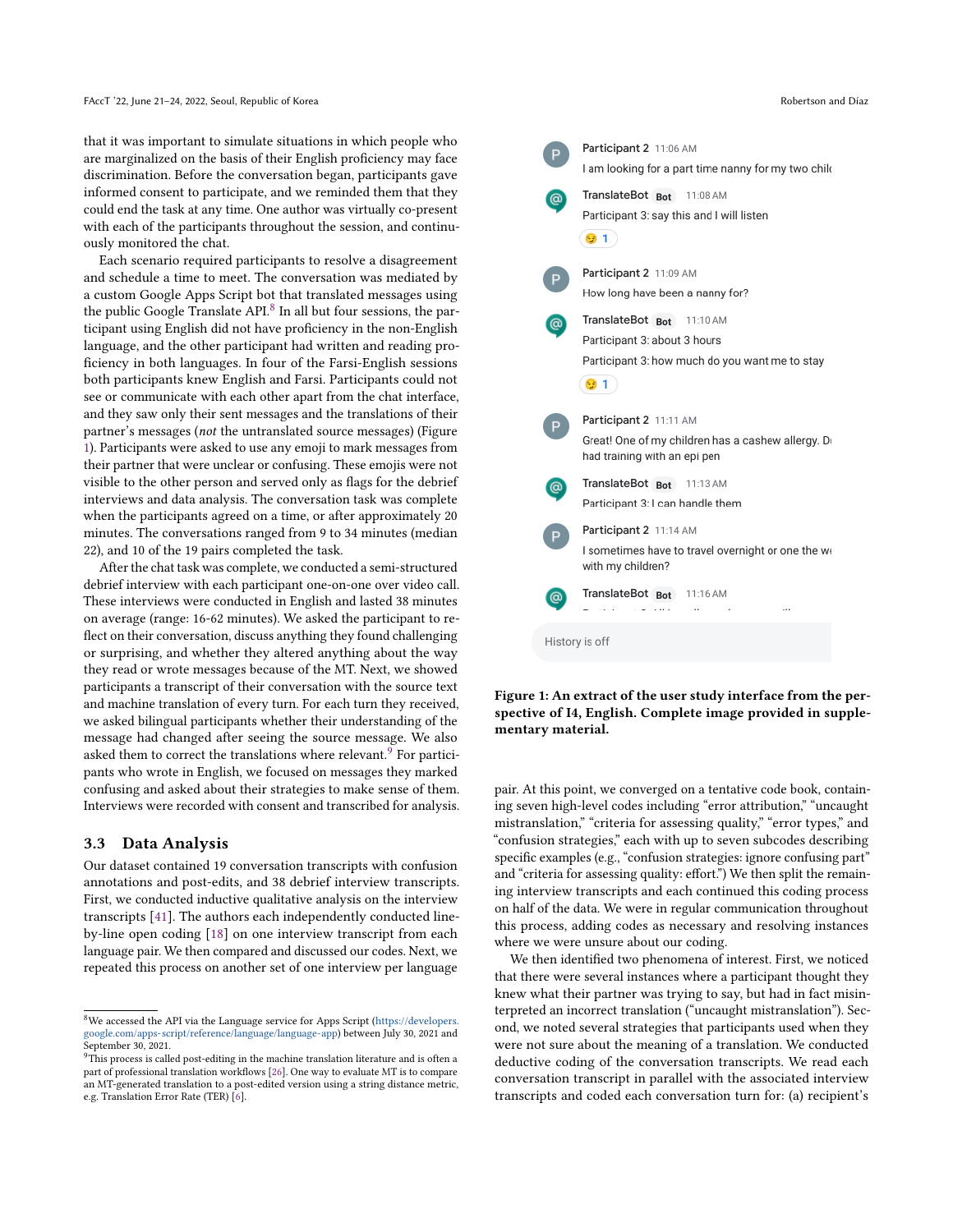that it was important to simulate situations in which people who are marginalized on the basis of their English proficiency may face discrimination. Before the conversation began, participants gave informed consent to participate, and we reminded them that they could end the task at any time. One author was virtually co-present with each of the participants throughout the session, and continuously monitored the chat.

Each scenario required participants to resolve a disagreement and schedule a time to meet. The conversation was mediated by a custom Google Apps Script bot that translated messages using the public Google Translate API.[8] In all but four sessions, the participant using English did not have proficiency in the non-English language, and the other participant had written and reading proficiency in both languages. In four of the Farsi-English sessions both participants knew English and Farsi. Participants could not see or communicate with each other apart from the chat interface, and they saw only their sent messages and the translations of their partner's messages (*not* the untranslated source messages) (Figure 1). Participants were asked to use any emoji to mark messages from their partner that were unclear or confusing. These emojis were not visible to the other person and served only as flags for the debrief interviews and data analysis. The conversation task was complete when the participants agreed on a time, or after approximately 20 minutes. The conversations ranged from 9 to 34 minutes (median 22), and 10 of the 19 pairs completed the task.

After the chat task was complete, we conducted a semi-structured debrief interview with each participant one-on-one over video call. These interviews were conducted in English and lasted 38 minutes on average (range: 16-62 minutes). We asked the participant to reflect on their conversation, discuss anything they found challenging or surprising, and whether they altered anything about the way they read or wrote messages because of the MT. Next, we showed participants a transcript of their conversation with the source text and machine translation of every turn. For each turn they received, we asked bilingual participants whether their understanding of the message had changed after seeing the source message. We also asked them to correct the translations where relevant.[9] For participants who wrote in English, we focused on messages they marked confusing and asked about their strategies to make sense of them. Interviews were recorded with consent and transcribed for analysis.

### 3.3 Data Analysis

Our dataset contained 19 conversation transcripts with confusion annotations and post-edits, and 38 debrief interview transcripts. First, we conducted inductive qualitative analysis on the interview transcripts [41]. The authors each independently conducted line-by-line open coding [18] on one interview transcript from each language pair. We then compared and discussed our codes. Next, we repeated this process on another set of one interview per language pair. At this point, we converged on a tentative code book, containing seven high-level codes including "error attribution," "uncaught mistranslation," "criteria for assessing quality," "error types," and "confusion strategies," each with up to seven subcodes describing specific examples (e.g., "confusion strategies: ignore confusing part" and "criteria for assessing quality: effort.") We then split the remaining interview transcripts and each continued this coding process on half of the data. We were in regular communication throughout this process, adding codes as necessary and resolving instances where we were unsure about our coding.

We then identified two phenomena of interest. First, we noticed that there were several instances where a participant thought they knew what their partner was trying to say, but had in fact misinterpreted an incorrect translation ("uncaught mistranslation"). Second, we noted several strategies that participants used when they were not sure about the meaning of a translation. We conducted deductive coding of the conversation transcripts. We read each conversation transcript in parallel with the associated interview transcripts and coded each conversation turn for: (a) recipient's

**Figure 1: An extract of the user study interface from the perspective of I4, English. Complete image provided in supplementary material.**

---

[8] We accessed the API via the Language service for Apps Script (https://developers.google.com/apps-script/reference/language/language-app) between July 30, 2021 and September 30, 2021.

[9] This process is called post-editing in the machine translation literature and is often a part of professional translation workflows [26]. One way to evaluate MT is to compare an MT-generated translation to a post-edited version using a string distance metric, e.g. Translation Error Rate (TER) [6].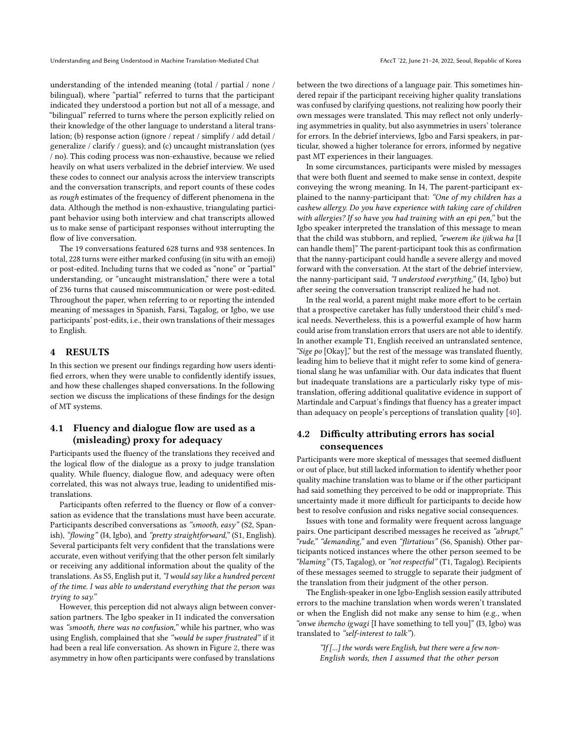understanding of the intended meaning (total / partial / none / bilingual), where "partial" referred to turns that the participant indicated they understood a portion but not all of a message, and "bilingual" referred to turns where the person explicitly relied on their knowledge of the other language to understand a literal translation; (b) response action (ignore / repeat / simplify / add detail / generalize / clarify / guess); and (c) uncaught mistranslation (yes / no). This coding process was non-exhaustive, because we relied heavily on what users verbalized in the debrief interview. We used these codes to connect our analysis across the interview transcripts and the conversation transcripts, and report counts of these codes as *rough* estimates of the frequency of different phenomena in the data. Although the method is non-exhaustive, triangulating participant behavior using both interview and chat transcripts allowed us to make sense of participant responses without interrupting the flow of live conversation.

The 19 conversations featured 628 turns and 938 sentences. In total, 228 turns were either marked confusing (in situ with an emoji) or post-edited. Including turns that we coded as "none" or "partial" understanding, or "uncaught mistranslation," there were a total of 236 turns that caused miscommunication or were post-edited. Throughout the paper, when referring to or reporting the intended meaning of messages in Spanish, Farsi, Tagalog, or Igbo, we use participants' post-edits, i.e., their own translations of their messages to English.

## 4 RESULTS

In this section we present our findings regarding how users identified errors, when they were unable to confidently identify issues, and how these challenges shaped conversations. In the following section we discuss the implications of these findings for the design of MT systems.

### 4.1 Fluency and dialogue flow are used as a (misleading) proxy for adequacy

Participants used the fluency of the translations they received and the logical flow of the dialogue as a proxy to judge translation quality. While fluency, dialogue flow, and adequacy were often correlated, this was not always true, leading to unidentified mistranslations.

Participants often referred to the fluency or flow of a conversation as evidence that the translations must have been accurate. Participants described conversations as *"smooth, easy"* (S2, Spanish), *"flowing"* (I4, Igbo), and *"pretty straightforward,"* (S1, English). Several participants felt very confident that the translations were accurate, even without verifying that the other person felt similarly or receiving any additional information about the quality of the translations. As S5, English put it, *"I would say like a hundred percent of the time. I was able to understand everything that the person was trying to say."*

However, this perception did not always align between conversation partners. The Igbo speaker in I1 indicated the conversation was *"smooth, there was no confusion,"* while his partner, who was using English, complained that she *"would be super frustrated"* if it had been a real life conversation. As shown in Figure 2, there was asymmetry in how often participants were confused by translations between the two directions of a language pair. This sometimes hindered repair if the participant receiving higher quality translations was confused by clarifying questions, not realizing how poorly their own messages were translated. This may reflect not only underlying asymmetries in quality, but also asymmetries in users' tolerance for errors. In the debrief interviews, Igbo and Farsi speakers, in particular, showed a higher tolerance for errors, informed by negative past MT experiences in their languages.

In some circumstances, participants were misled by messages that were both fluent and seemed to make sense in context, despite conveying the wrong meaning. In I4, The parent-participant explained to the nanny-participant that: *"One of my children has a cashew allergy. Do you have experience with taking care of children with allergies? If so have you had training with an epi pen,"* but the Igbo speaker interpreted the translation of this message to mean that the child was stubborn, and replied, *"ewerem ike ijikwa ha* [I can handle them]" The parent-participant took this as confirmation that the nanny-participant could handle a severe allergy and moved forward with the conversation. At the start of the debrief interview, the nanny-participant said, *"I understood everything,"* (I4, Igbo) but after seeing the conversation transcript realized he had not.

In the real world, a parent might make more effort to be certain that a prospective caretaker has fully understood their child's medical needs. Nevertheless, this is a powerful example of how harm could arise from translation errors that users are not able to identify. In another example T1, English received an untranslated sentence, *"Sige po* [Okay]," but the rest of the message was translated fluently, leading him to believe that it might refer to some kind of generational slang he was unfamiliar with. Our data indicates that fluent but inadequate translations are a particularly risky type of mistranslation, offering additional qualitative evidence in support of Martindale and Carpuat's findings that fluency has a greater impact than adequacy on people's perceptions of translation quality [40].

### 4.2 Difficulty attributing errors has social consequences

Participants were more skeptical of messages that seemed disfluent or out of place, but still lacked information to identify whether poor quality machine translation was to blame or if the other participant had said something they perceived to be odd or inappropriate. This uncertainty made it more difficult for participants to decide how best to resolve confusion and risks negative social consequences.

Issues with tone and formality were frequent across language pairs. One participant described messages he received as *"abrupt," "rude," "demanding,"* and even *"flirtatious"* (S6, Spanish). Other participants noticed instances where the other person seemed to be *"blaming"* (T5, Tagalog), or *"not respectful"* (T1, Tagalog). Recipients of these messages seemed to struggle to separate their judgment of the translation from their judgment of the other person.

The English-speaker in one Igbo-English session easily attributed errors to the machine translation when words weren't translated or when the English did not make any sense to him (e.g., when *"onwe ihemcho igwagi* [I have something to tell you]" (I3, Igbo) was translated to *"self-interest to talk"*).

> *"If [...] the words were English, but there were a few non-English words, then I assumed that the other person*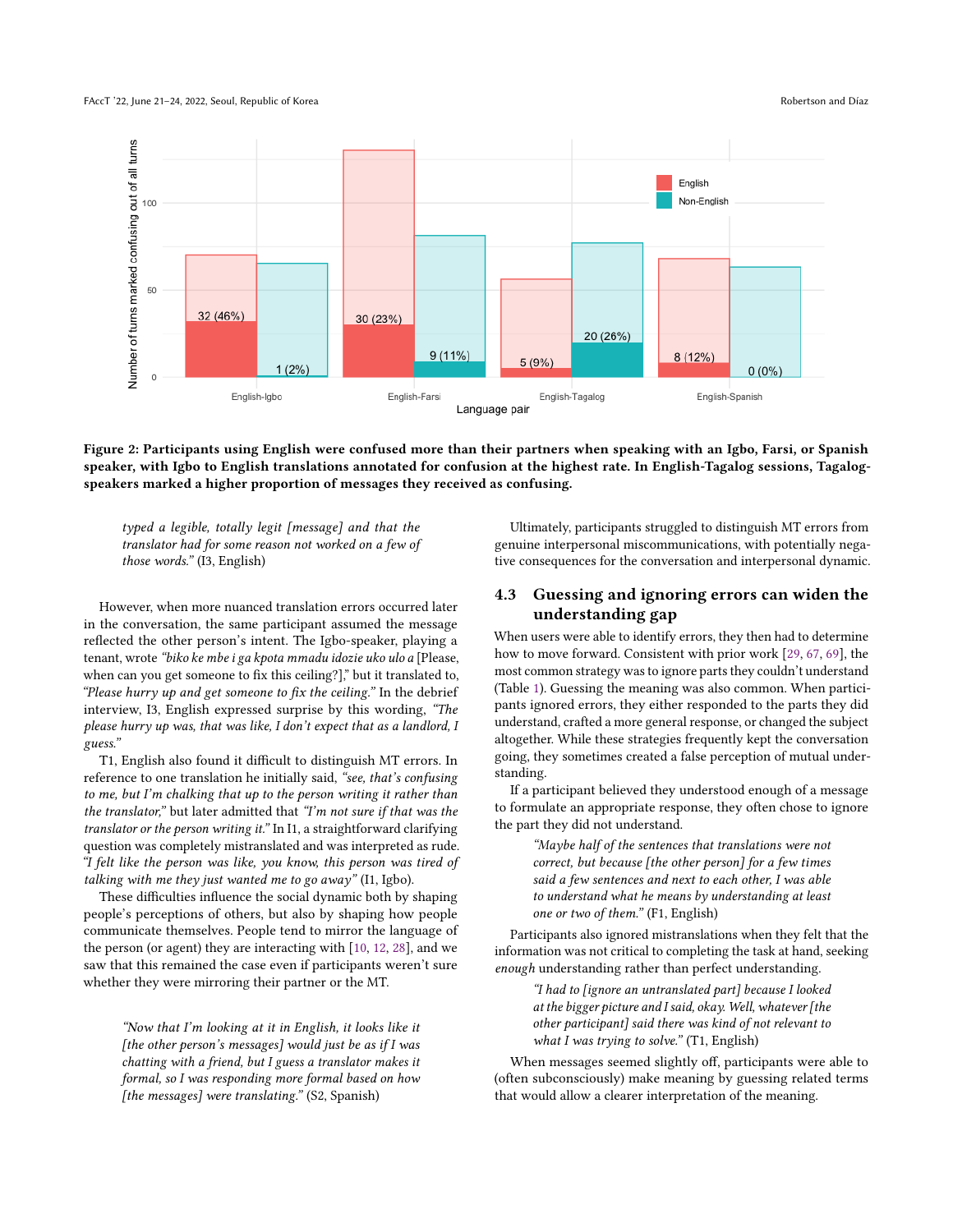Figure 2: Participants using English were confused more than their partners when speaking with an Igbo, Farsi, or Spanish speaker, with Igbo to English translations annotated for confusion at the highest rate. In English-Tagalog sessions, Tagalog-speakers marked a higher proportion of messages they received as confusing.

> *typed a legible, totally legit [message] and that the translator had for some reason not worked on a few of those words."* (I3, English)

However, when more nuanced translation errors occurred later in the conversation, the same participant assumed the message reflected the other person's intent. The Igbo-speaker, playing a tenant, wrote *"biko ke mbe i ga kpota mmadu idozie uko ulo a* [Please, when can you get someone to fix this ceiling?]," but it translated to, *"Please hurry up and get someone to fix the ceiling."* In the debrief interview, I3, English expressed surprise by this wording, *"The please hurry up was, that was like, I don't expect that as a landlord, I guess."*

T1, English also found it difficult to distinguish MT errors. In reference to one translation he initially said, *"see, that's confusing to me, but I'm chalking that up to the person writing it rather than the translator,"* but later admitted that *"I'm not sure if that was the translator or the person writing it."* In I1, a straightforward clarifying question was completely mistranslated and was interpreted as rude. *"I felt like the person was like, you know, this person was tired of talking with me they just wanted me to go away"* (I1, Igbo).

These difficulties influence the social dynamic both by shaping people's perceptions of others, but also by shaping how people communicate themselves. People tend to mirror the language of the person (or agent) they are interacting with [10, 12, 28], and we saw that this remained the case even if participants weren't sure whether they were mirroring their partner or the MT.

> *"Now that I'm looking at it in English, it looks like it [the other person's messages] would just be as if I was chatting with a friend, but I guess a translator makes it formal, so I was responding more formal based on how [the messages] were translating."* (S2, Spanish)

Ultimately, participants struggled to distinguish MT errors from genuine interpersonal miscommunications, with potentially negative consequences for the conversation and interpersonal dynamic.

## 4.3 Guessing and ignoring errors can widen the understanding gap

When users were able to identify errors, they then had to determine how to move forward. Consistent with prior work [29, 67, 69], the most common strategy was to ignore parts they couldn't understand (Table 1). Guessing the meaning was also common. When participants ignored errors, they either responded to the parts they did understand, crafted a more general response, or changed the subject altogether. While these strategies frequently kept the conversation going, they sometimes created a false perception of mutual understanding.

If a participant believed they understood enough of a message to formulate an appropriate response, they often chose to ignore the part they did not understand.

> *"Maybe half of the sentences that translations were not correct, but because [the other person] for a few times said a few sentences and next to each other, I was able to understand what he means by understanding at least one or two of them."* (F1, English)

Participants also ignored mistranslations when they felt that the information was not critical to completing the task at hand, seeking *enough* understanding rather than perfect understanding.

> *"I had to [ignore an untranslated part] because I looked at the bigger picture and I said, okay. Well, whatever [the other participant] said there was kind of not relevant to what I was trying to solve."* (T1, English)

When messages seemed slightly off, participants were able to (often subconsciously) make meaning by guessing related terms that would allow a clearer interpretation of the meaning.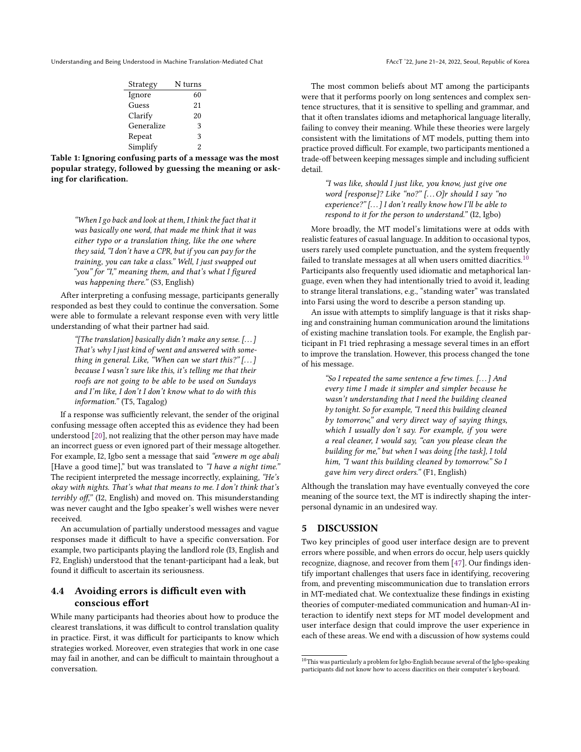| Strategy | N turns |
|---|---|
| Ignore | 60 |
| Guess | 21 |
| Clarify | 20 |
| Generalize | 3 |
| Repeat | 3 |
| Simplify | 2 |

**Table 1: Ignoring confusing parts of a message was the most popular strategy, followed by guessing the meaning or asking for clarification.**

> *"When I go back and look at them, I think the fact that it was basically one word, that made me think that it was either typo or a translation thing, like the one where they said, "I don't have a CPR, but if you can pay for the training, you can take a class." Well, I just swapped out "you" for "I," meaning them, and that's what I figured was happening there."* (S3, English)

After interpreting a confusing message, participants generally responded as best they could to continue the conversation. Some were able to formulate a relevant response even with very little understanding of what their partner had said.

> *"[The translation] basically didn't make any sense. [. . . ] That's why I just kind of went and answered with something in general. Like, "When can we start this?" [. . . ] because I wasn't sure like this, it's telling me that their roofs are not going to be able to be used on Sundays and I'm like, I don't I don't know what to do with this information."* (T5, Tagalog)

If a response was sufficiently relevant, the sender of the original confusing message often accepted this as evidence they had been understood [20], not realizing that the other person may have made an incorrect guess or even ignored part of their message altogether. For example, I2, Igbo sent a message that said *"enwere m oge abalị* [Have a good time]," but was translated to *"I have a night time."* The recipient interpreted the message incorrectly, explaining, *"He's okay with nights. That's what that means to me. I don't think that's terribly off,"* (I2, English) and moved on. This misunderstanding was never caught and the Igbo speaker's well wishes were never received.

An accumulation of partially understood messages and vague responses made it difficult to have a specific conversation. For example, two participants playing the landlord role (I3, English and F2, English) understood that the tenant-participant had a leak, but found it difficult to ascertain its seriousness.

### 4.4 Avoiding errors is difficult even with conscious effort

While many participants had theories about how to produce the clearest translations, it was difficult to control translation quality in practice. First, it was difficult for participants to know which strategies worked. Moreover, even strategies that work in one case may fail in another, and can be difficult to maintain throughout a conversation.

The most common beliefs about MT among the participants were that it performs poorly on long sentences and complex sentence structures, that it is sensitive to spelling and grammar, and that it often translates idioms and metaphorical language literally, failing to convey their meaning. While these theories were largely consistent with the limitations of MT models, putting them into practice proved difficult. For example, two participants mentioned a trade-off between keeping messages simple and including sufficient detail.

> *"I was like, should I just like, you know, just give one word [response]? Like "no?" [. . . O]r should I say "no experience?" [. . . ] I don't really know how I'll be able to respond to it for the person to understand."* (I2, Igbo)

More broadly, the MT model's limitations were at odds with realistic features of casual language. In addition to occasional typos, users rarely used complete punctuation, and the system frequently failed to translate messages at all when users omitted diacritics.[10] Participants also frequently used idiomatic and metaphorical language, even when they had intentionally tried to avoid it, leading to strange literal translations, e.g., "standing water" was translated into Farsi using the word to describe a person standing up.

An issue with attempts to simplify language is that it risks shaping and constraining human communication around the limitations of existing machine translation tools. For example, the English participant in F1 tried rephrasing a message several times in an effort to improve the translation. However, this process changed the tone of his message.

> *"So I repeated the same sentence a few times. [. . . ] And every time I made it simpler and simpler because he wasn't understanding that I need the building cleaned by tonight. So for example, "I need this building cleaned by tomorrow," and very direct way of saying things, which I usually don't say. For example, if you were a real cleaner, I would say, "can you please clean the building for me," but when I was doing [the task], I told him, "I want this building cleaned by tomorrow." So I gave him very direct orders."* (F1, English)

Although the translation may have eventually conveyed the core meaning of the source text, the MT is indirectly shaping the interpersonal dynamic in an undesired way.

## 5 DISCUSSION

Two key principles of good user interface design are to prevent errors where possible, and when errors do occur, help users quickly recognize, diagnose, and recover from them [47]. Our findings identify important challenges that users face in identifying, recovering from, and preventing miscommunication due to translation errors in MT-mediated chat. We contextualize these findings in existing theories of computer-mediated communication and human-AI interaction to identify next steps for MT model development and user interface design that could improve the user experience in each of these areas. We end with a discussion of how systems could

[10] This was particularly a problem for Igbo-English because several of the Igbo-speaking participants did not know how to access diacritics on their computer's keyboard.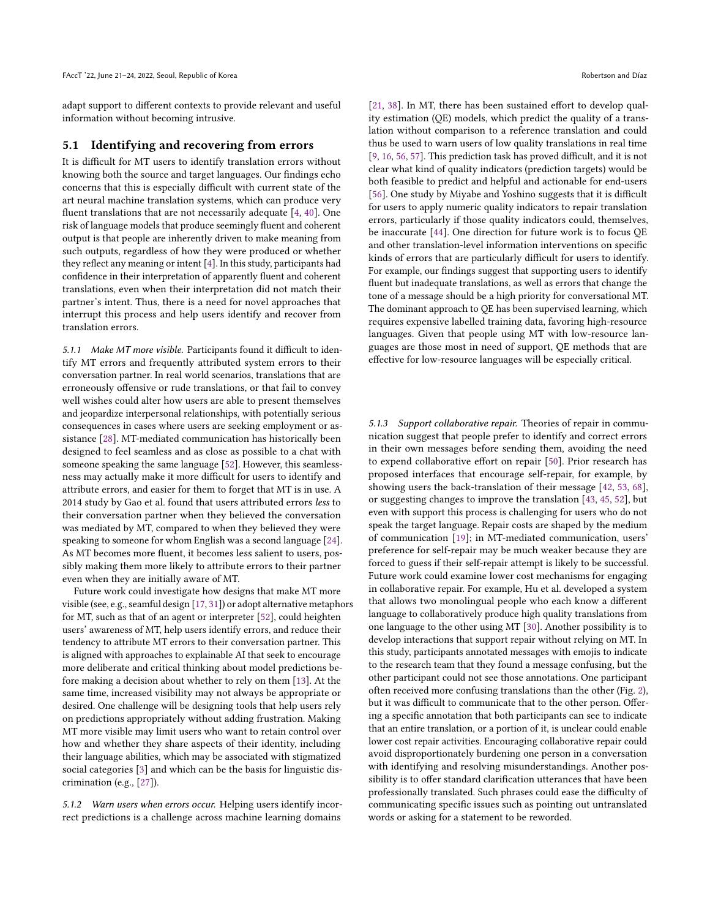adapt support to different contexts to provide relevant and useful information without becoming intrusive.

## 5.1 Identifying and recovering from errors

It is difficult for MT users to identify translation errors without knowing both the source and target languages. Our findings echo concerns that this is especially difficult with current state of the art neural machine translation systems, which can produce very fluent translations that are not necessarily adequate [4, 40]. One risk of language models that produce seemingly fluent and coherent output is that people are inherently driven to make meaning from such outputs, regardless of how they were produced or whether they reflect any meaning or intent [4]. In this study, participants had confidence in their interpretation of apparently fluent and coherent translations, even when their interpretation did not match their partner's intent. Thus, there is a need for novel approaches that interrupt this process and help users identify and recover from translation errors.

### 5.1.1 *Make MT more visible.*

Participants found it difficult to identify MT errors and frequently attributed system errors to their conversation partner. In real world scenarios, translations that are erroneously offensive or rude translations, or that fail to convey well wishes could alter how users are able to present themselves and jeopardize interpersonal relationships, with potentially serious consequences in cases where users are seeking employment or assistance [28]. MT-mediated communication has historically been designed to feel seamless and as close as possible to a chat with someone speaking the same language [52]. However, this seamlessness may actually make it more difficult for users to identify and attribute errors, and easier for them to forget that MT is in use. A 2014 study by Gao et al. found that users attributed errors *less* to their conversation partner when they believed the conversation was mediated by MT, compared to when they believed they were speaking to someone for whom English was a second language [24]. As MT becomes more fluent, it becomes less salient to users, possibly making them more likely to attribute errors to their partner even when they are initially aware of MT.

Future work could investigate how designs that make MT more visible (see, e.g., seamful design [17, 31]) or adopt alternative metaphors for MT, such as that of an agent or interpreter [52], could heighten users' awareness of MT, help users identify errors, and reduce their tendency to attribute MT errors to their conversation partner. This is aligned with approaches to explainable AI that seek to encourage more deliberate and critical thinking about model predictions before making a decision about whether to rely on them [13]. At the same time, increased visibility may not always be appropriate or desired. One challenge will be designing tools that help users rely on predictions appropriately without adding frustration. Making MT more visible may limit users who want to retain control over how and whether they share aspects of their identity, including their language abilities, which may be associated with stigmatized social categories [3] and which can be the basis for linguistic discrimination (e.g., [27]).

### 5.1.2 *Warn users when errors occur.*

Helping users identify incorrect predictions is a challenge across machine learning domains [21, 38]. In MT, there has been sustained effort to develop quality estimation (QE) models, which predict the quality of a translation without comparison to a reference translation and could thus be used to warn users of low quality translations in real time [9, 16, 56, 57]. This prediction task has proved difficult, and it is not clear what kind of quality indicators (prediction targets) would be both feasible to predict and helpful and actionable for end-users [56]. One study by Miyabe and Yoshino suggests that it is difficult for users to apply numeric quality indicators to repair translation errors, particularly if those quality indicators could, themselves, be inaccurate [44]. One direction for future work is to focus QE and other translation-level information interventions on specific kinds of errors that are particularly difficult for users to identify. For example, our findings suggest that supporting users to identify fluent but inadequate translations, as well as errors that change the tone of a message should be a high priority for conversational MT. The dominant approach to QE has been supervised learning, which requires expensive labelled training data, favoring high-resource languages. Given that people using MT with low-resource languages are those most in need of support, QE methods that are effective for low-resource languages will be especially critical.

### 5.1.3 *Support collaborative repair.*

Theories of repair in communication suggest that people prefer to identify and correct errors in their own messages before sending them, avoiding the need to expend collaborative effort on repair [50]. Prior research has proposed interfaces that encourage self-repair, for example, by showing users the back-translation of their message [42, 53, 68], or suggesting changes to improve the translation [43, 45, 52], but even with support this process is challenging for users who do not speak the target language. Repair costs are shaped by the medium of communication [19]; in MT-mediated communication, users' preference for self-repair may be much weaker because they are forced to guess if their self-repair attempt is likely to be successful. Future work could examine lower cost mechanisms for engaging in collaborative repair. For example, Hu et al. developed a system that allows two monolingual people who each know a different language to collaboratively produce high quality translations from one language to the other using MT [30]. Another possibility is to develop interactions that support repair without relying on MT. In this study, participants annotated messages with emojis to indicate to the research team that they found a message confusing, but the other participant could not see those annotations. One participant often received more confusing translations than the other (Fig. 2), but it was difficult to communicate that to the other person. Offering a specific annotation that both participants can see to indicate that an entire translation, or a portion of it, is unclear could enable lower cost repair activities. Encouraging collaborative repair could avoid disproportionately burdening one person in a conversation with identifying and resolving misunderstandings. Another possibility is to offer standard clarification utterances that have been professionally translated. Such phrases could ease the difficulty of communicating specific issues such as pointing out untranslated words or asking for a statement to be reworded.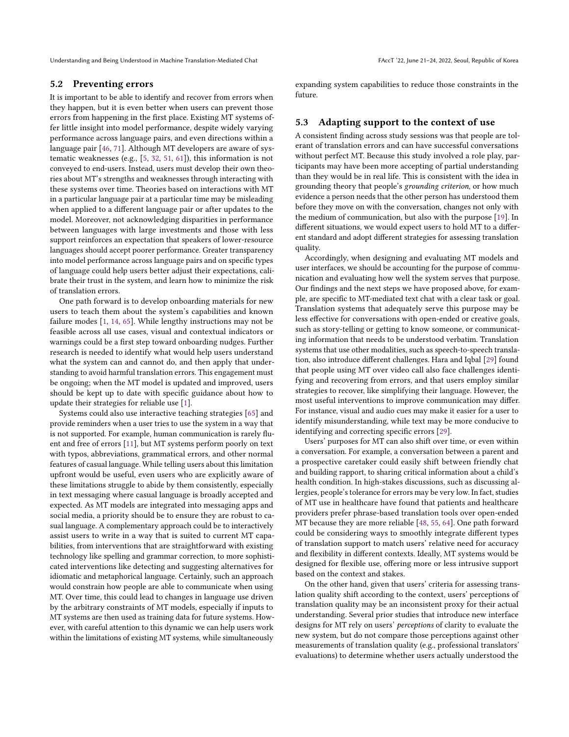## 5.2 Preventing errors

It is important to be able to identify and recover from errors when they happen, but it is even better when users can prevent those errors from happening in the first place. Existing MT systems offer little insight into model performance, despite widely varying performance across language pairs, and even directions within a language pair [46, 71]. Although MT developers are aware of systematic weaknesses (e.g., [5, 32, 51, 61]), this information is not conveyed to end-users. Instead, users must develop their own theories about MT's strengths and weaknesses through interacting with these systems over time. Theories based on interactions with MT in a particular language pair at a particular time may be misleading when applied to a different language pair or after updates to the model. Moreover, not acknowledging disparities in performance between languages with large investments and those with less support reinforces an expectation that speakers of lower-resource languages should accept poorer performance. Greater transparency into model performance across language pairs and on specific types of language could help users better adjust their expectations, calibrate their trust in the system, and learn how to minimize the risk of translation errors.

One path forward is to develop onboarding materials for new users to teach them about the system's capabilities and known failure modes [1, 14, 65]. While lengthy instructions may not be feasible across all use cases, visual and contextual indicators or warnings could be a first step toward onboarding nudges. Further research is needed to identify what would help users understand what the system can and cannot do, and then apply that understanding to avoid harmful translation errors. This engagement must be ongoing; when the MT model is updated and improved, users should be kept up to date with specific guidance about how to update their strategies for reliable use [1].

Systems could also use interactive teaching strategies [65] and provide reminders when a user tries to use the system in a way that is not supported. For example, human communication is rarely fluent and free of errors [11], but MT systems perform poorly on text with typos, abbreviations, grammatical errors, and other normal features of casual language. While telling users about this limitation upfront would be useful, even users who are explicitly aware of these limitations struggle to abide by them consistently, especially in text messaging where casual language is broadly accepted and expected. As MT models are integrated into messaging apps and social media, a priority should be to ensure they are robust to casual language. A complementary approach could be to interactively assist users to write in a way that is suited to current MT capabilities, from interventions that are straightforward with existing technology like spelling and grammar correction, to more sophisticated interventions like detecting and suggesting alternatives for idiomatic and metaphorical language. Certainly, such an approach would constrain how people are able to communicate when using MT. Over time, this could lead to changes in language use driven by the arbitrary constraints of MT models, especially if inputs to MT systems are then used as training data for future systems. However, with careful attention to this dynamic we can help users work within the limitations of existing MT systems, while simultaneously expanding system capabilities to reduce those constraints in the future.

## 5.3 Adapting support to the context of use

A consistent finding across study sessions was that people are tolerant of translation errors and can have successful conversations without perfect MT. Because this study involved a role play, participants may have been more accepting of partial understanding than they would be in real life. This is consistent with the idea in grounding theory that people's *grounding criterion*, or how much evidence a person needs that the other person has understood them before they move on with the conversation, changes not only with the medium of communication, but also with the purpose [19]. In different situations, we would expect users to hold MT to a different standard and adopt different strategies for assessing translation quality.

Accordingly, when designing and evaluating MT models and user interfaces, we should be accounting for the purpose of communication and evaluating how well the system serves that purpose. Our findings and the next steps we have proposed above, for example, are specific to MT-mediated text chat with a clear task or goal. Translation systems that adequately serve this purpose may be less effective for conversations with open-ended or creative goals, such as story-telling or getting to know someone, or communicating information that needs to be understood verbatim. Translation systems that use other modalities, such as speech-to-speech translation, also introduce different challenges. Hara and Iqbal [29] found that people using MT over video call also face challenges identifying and recovering from errors, and that users employ similar strategies to recover, like simplifying their language. However, the most useful interventions to improve communication may differ. For instance, visual and audio cues may make it easier for a user to identify misunderstanding, while text may be more conducive to identifying and correcting specific errors [29].

Users' purposes for MT can also shift over time, or even within a conversation. For example, a conversation between a parent and a prospective caretaker could easily shift between friendly chat and building rapport, to sharing critical information about a child's health condition. In high-stakes discussions, such as discussing allergies, people's tolerance for errors may be very low. In fact, studies of MT use in healthcare have found that patients and healthcare providers prefer phrase-based translation tools over open-ended MT because they are more reliable [48, 55, 64]. One path forward could be considering ways to smoothly integrate different types of translation support to match users' relative need for accuracy and flexibility in different contexts. Ideally, MT systems would be designed for flexible use, offering more or less intrusive support based on the context and stakes.

On the other hand, given that users' criteria for assessing translation quality shift according to the context, users' perceptions of translation quality may be an inconsistent proxy for their actual understanding. Several prior studies that introduce new interface designs for MT rely on users' *perceptions* of clarity to evaluate the new system, but do not compare those perceptions against other measurements of translation quality (e.g., professional translators' evaluations) to determine whether users actually understood the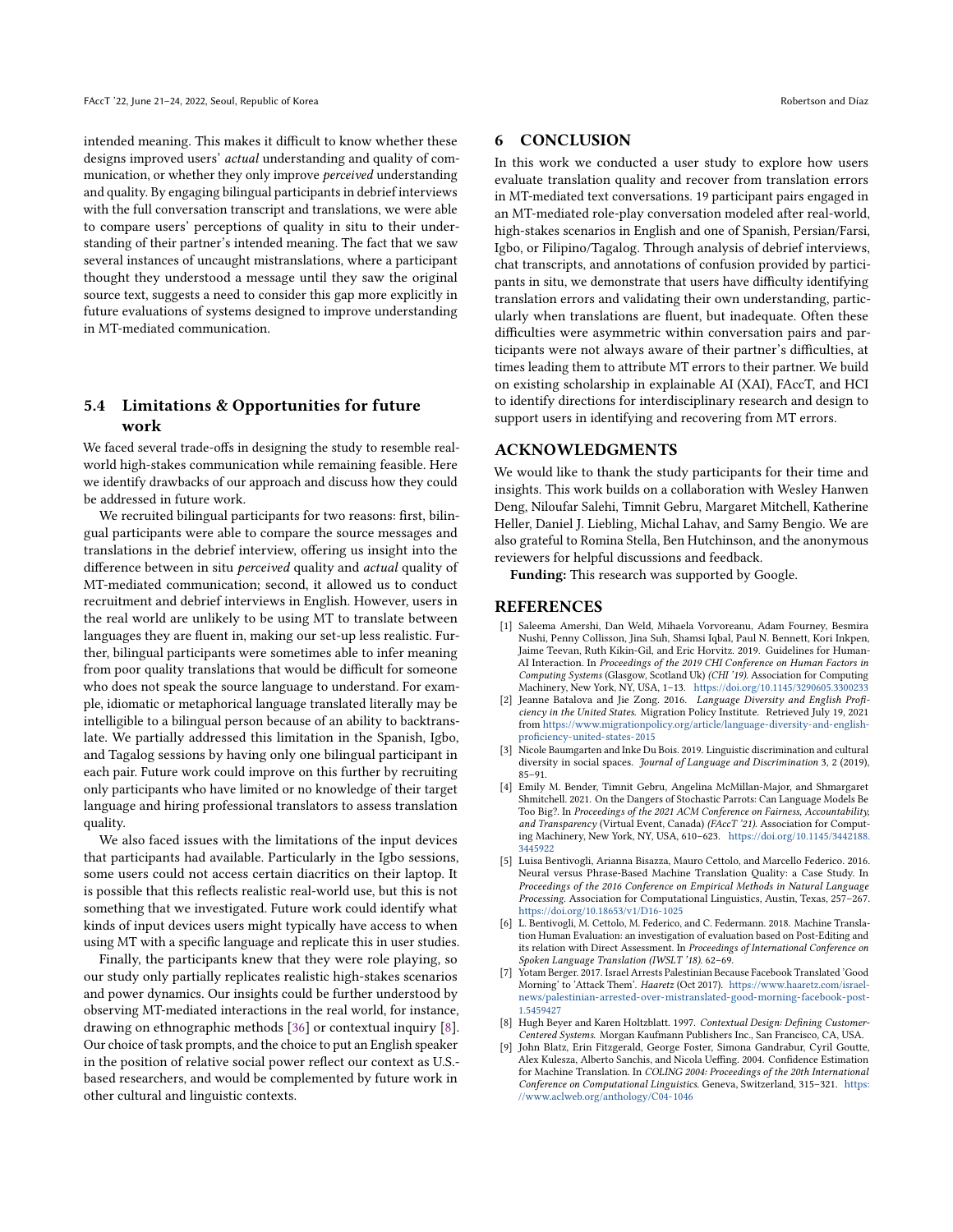intended meaning. This makes it difficult to know whether these designs improved users' *actual* understanding and quality of communication, or whether they only improve *perceived* understanding and quality. By engaging bilingual participants in debrief interviews with the full conversation transcript and translations, we were able to compare users' perceptions of quality in situ to their understanding of their partner's intended meaning. The fact that we saw several instances of uncaught mistranslations, where a participant thought they understood a message until they saw the original source text, suggests a need to consider this gap more explicitly in future evaluations of systems designed to improve understanding in MT-mediated communication.

### 5.4 Limitations & Opportunities for future work

We faced several trade-offs in designing the study to resemble real-world high-stakes communication while remaining feasible. Here we identify drawbacks of our approach and discuss how they could be addressed in future work.

We recruited bilingual participants for two reasons: first, bilingual participants were able to compare the source messages and translations in the debrief interview, offering us insight into the difference between in situ *perceived* quality and *actual* quality of MT-mediated communication; second, it allowed us to conduct recruitment and debrief interviews in English. However, users in the real world are unlikely to be using MT to translate between languages they are fluent in, making our set-up less realistic. Further, bilingual participants were sometimes able to infer meaning from poor quality translations that would be difficult for someone who does not speak the source language to understand. For example, idiomatic or metaphorical language translated literally may be intelligible to a bilingual person because of an ability to backtranslate. We partially addressed this limitation in the Spanish, Igbo, and Tagalog sessions by having only one bilingual participant in each pair. Future work could improve on this further by recruiting only participants who have limited or no knowledge of their target language and hiring professional translators to assess translation quality.

We also faced issues with the limitations of the input devices that participants had available. Particularly in the Igbo sessions, some users could not access certain diacritics on their laptop. It is possible that this reflects realistic real-world use, but this is not something that we investigated. Future work could identify what kinds of input devices users might typically have access to when using MT with a specific language and replicate this in user studies.

Finally, the participants knew that they were role playing, so our study only partially replicates realistic high-stakes scenarios and power dynamics. Our insights could be further understood by observing MT-mediated interactions in the real world, for instance, drawing on ethnographic methods [36] or contextual inquiry [8]. Our choice of task prompts, and the choice to put an English speaker in the position of relative social power reflect our context as U.S.-based researchers, and would be complemented by future work in other cultural and linguistic contexts.

## 6 CONCLUSION

In this work we conducted a user study to explore how users evaluate translation quality and recover from translation errors in MT-mediated text conversations. 19 participant pairs engaged in an MT-mediated role-play conversation modeled after real-world, high-stakes scenarios in English and one of Spanish, Persian/Farsi, Igbo, or Filipino/Tagalog. Through analysis of debrief interviews, chat transcripts, and annotations of confusion provided by participants in situ, we demonstrate that users have difficulty identifying translation errors and validating their own understanding, particularly when translations are fluent, but inadequate. Often these difficulties were asymmetric within conversation pairs and participants were not always aware of their partner's difficulties, at times leading them to attribute MT errors to their partner. We build on existing scholarship in explainable AI (XAI), FAccT, and HCI to identify directions for interdisciplinary research and design to support users in identifying and recovering from MT errors.

## ACKNOWLEDGMENTS

We would like to thank the study participants for their time and insights. This work builds on a collaboration with Wesley Hanwen Deng, Niloufar Salehi, Timnit Gebru, Margaret Mitchell, Katherine Heller, Daniel J. Liebling, Michal Lahav, and Samy Bengio. We are also grateful to Romina Stella, Ben Hutchinson, and the anonymous reviewers for helpful discussions and feedback.

**Funding:** This research was supported by Google.

## REFERENCES

- [1] Saleema Amershi, Dan Weld, Mihaela Vorvoreanu, Adam Fourney, Besmira Nushi, Penny Collisson, Jina Suh, Shamsi Iqbal, Paul N. Bennett, Kori Inkpen, Jaime Teevan, Ruth Kikin-Gil, and Eric Horvitz. 2019. Guidelines for Human-AI Interaction. In *Proceedings of the 2019 CHI Conference on Human Factors in Computing Systems* (Glasgow, Scotland Uk) *(CHI '19)*. Association for Computing Machinery, New York, NY, USA, 1–13. https://doi.org/10.1145/3290605.3300233
- [2] Jeanne Batalova and Jie Zong. 2016. *Language Diversity and English Proficiency in the United States.* Migration Policy Institute. Retrieved July 19, 2021 from https://www.migrationpolicy.org/article/language-diversity-and-english-proficiency-united-states-2015
- [3] Nicole Baumgarten and Inke Du Bois. 2019. Linguistic discrimination and cultural diversity in social spaces. *Journal of Language and Discrimination* 3, 2 (2019), 85–91.
- [4] Emily M. Bender, Timnit Gebru, Angelina McMillan-Major, and Shmargaret Shmitchell. 2021. On the Dangers of Stochastic Parrots: Can Language Models Be Too Big?. In *Proceedings of the 2021 ACM Conference on Fairness, Accountability, and Transparency* (Virtual Event, Canada) *(FAccT '21)*. Association for Computing Machinery, New York, NY, USA, 610–623. https://doi.org/10.1145/3442188.3445922
- [5] Luisa Bentivogli, Arianna Bisazza, Mauro Cettolo, and Marcello Federico. 2016. Neural versus Phrase-Based Machine Translation Quality: a Case Study. In *Proceedings of the 2016 Conference on Empirical Methods in Natural Language Processing*. Association for Computational Linguistics, Austin, Texas, 257–267. https://doi.org/10.18653/v1/D16-1025
- [6] L. Bentivogli, M. Cettolo, M. Federico, and C. Federmann. 2018. Machine Translation Human Evaluation: an investigation of evaluation based on Post-Editing and its relation with Direct Assessment. In *Proceedings of International Conference on Spoken Language Translation (IWSLT '18)*. 62–69.
- [7] Yotam Berger. 2017. Israel Arrests Palestinian Because Facebook Translated 'Good Morning' to 'Attack Them'. *Haaretz* (Oct 2017). https://www.haaretz.com/israel-news/palestinian-arrested-over-mistranslated-good-morning-facebook-post-1.5459427
- [8] Hugh Beyer and Karen Holtzblatt. 1997. *Contextual Design: Defining Customer-Centered Systems.* Morgan Kaufmann Publishers Inc., San Francisco, CA, USA.
- [9] John Blatz, Erin Fitzgerald, George Foster, Simona Gandrabur, Cyril Goutte, Alex Kulesza, Alberto Sanchis, and Nicola Ueffing. 2004. Confidence Estimation for Machine Translation. In *COLING 2004: Proceedings of the 20th International Conference on Computational Linguistics*. Geneva, Switzerland, 315–321. https://www.aclweb.org/anthology/C04-1046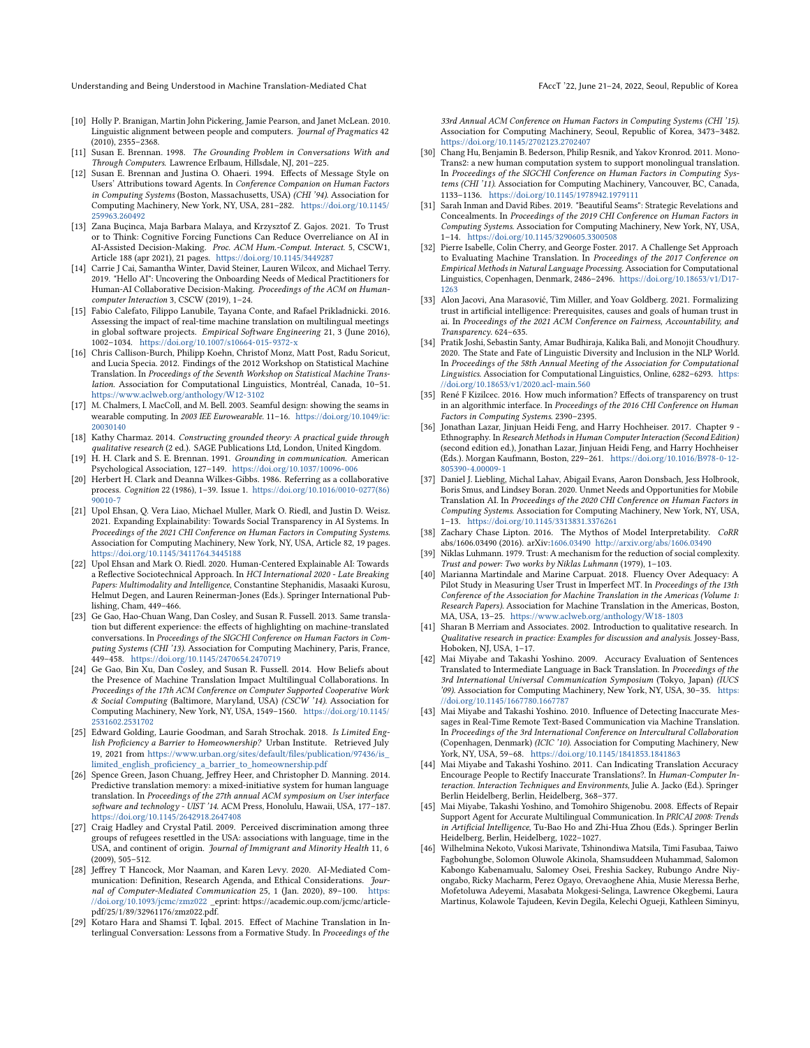[10] Holly P. Branigan, Martin John Pickering, Jamie Pearson, and Janet McLean. 2010. Linguistic alignment between people and computers. *Journal of Pragmatics* 42 (2010), 2355–2368.

[11] Susan E. Brennan. 1998. *The Grounding Problem in Conversations With and Through Computers.* Lawrence Erlbaum, Hillsdale, NJ, 201–225.

[12] Susan E. Brennan and Justina O. Ohaeri. 1994. Effects of Message Style on Users' Attributions toward Agents. In *Conference Companion on Human Factors in Computing Systems* (Boston, Massachusetts, USA) *(CHI '94)*. Association for Computing Machinery, New York, NY, USA, 281–282. https://doi.org/10.1145/259963.260492

[13] Zana Buçinca, Maja Barbara Malaya, and Krzysztof Z. Gajos. 2021. To Trust or to Think: Cognitive Forcing Functions Can Reduce Overreliance on AI in AI-Assisted Decision-Making. *Proc. ACM Hum.-Comput. Interact.* 5, CSCW1, Article 188 (apr 2021), 21 pages. https://doi.org/10.1145/3449287

[14] Carrie J Cai, Samantha Winter, David Steiner, Lauren Wilcox, and Michael Terry. 2019. "Hello AI": Uncovering the Onboarding Needs of Medical Practitioners for Human-AI Collaborative Decision-Making. *Proceedings of the ACM on Human-computer Interaction* 3, CSCW (2019), 1–24.

[15] Fabio Calefato, Filippo Lanubile, Tayana Conte, and Rafael Prikladnicki. 2016. Assessing the impact of real-time machine translation on multilingual meetings in global software projects. *Empirical Software Engineering* 21, 3 (June 2016), 1002–1034. https://doi.org/10.1007/s10664-015-9372-x

[16] Chris Callison-Burch, Philipp Koehn, Christof Monz, Matt Post, Radu Soricut, and Lucia Specia. 2012. Findings of the 2012 Workshop on Statistical Machine Translation. In *Proceedings of the Seventh Workshop on Statistical Machine Translation.* Association for Computational Linguistics, Montréal, Canada, 10–51. https://www.aclweb.org/anthology/W12-3102

[17] M. Chalmers, I. MacColl, and M. Bell. 2003. Seamful design: showing the seams in wearable computing. In *2003 IEE Eurowearable.* 11–16. https://doi.org/10.1049/ic:20030140

[18] Kathy Charmaz. 2014. *Constructing grounded theory: A practical guide through qualitative research* (2 ed.). SAGE Publications Ltd, London, United Kingdom.

[19] H. H. Clark and S. E. Brennan. 1991. *Grounding in communication.* American Psychological Association, 127–149. https://doi.org/10.1037/10096-006

[20] Herbert H. Clark and Deanna Wilkes-Gibbs. 1986. Referring as a collaborative process. *Cognition* 22 (1986), 1–39. Issue 1. https://doi.org/10.1016/0010-0277(86)90010-7

[21] Upol Ehsan, Q. Vera Liao, Michael Muller, Mark O. Riedl, and Justin D. Weisz. 2021. Expanding Explainability: Towards Social Transparency in AI Systems. In *Proceedings of the 2021 CHI Conference on Human Factors in Computing Systems.* Association for Computing Machinery, New York, NY, USA, Article 82, 19 pages. https://doi.org/10.1145/3411764.3445188

[22] Upol Ehsan and Mark O. Riedl. 2020. Human-Centered Explainable AI: Towards a Reflective Sociotechnical Approach. In *HCI International 2020 - Late Breaking Papers: Multimodality and Intelligence*, Constantine Stephanidis, Masaaki Kurosu, Helmut Degen, and Lauren Reinerman-Jones (Eds.). Springer International Publishing, Cham, 449–466.

[23] Ge Gao, Hao-Chuan Wang, Dan Cosley, and Susan R. Fussell. 2013. Same translation but different experience: the effects of highlighting on machine-translated conversations. In *Proceedings of the SIGCHI Conference on Human Factors in Computing Systems (CHI '13).* Association for Computing Machinery, Paris, France, 449–458. https://doi.org/10.1145/2470654.2470719

[24] Ge Gao, Bin Xu, Dan Cosley, and Susan R. Fussell. 2014. How Beliefs about the Presence of Machine Translation Impact Multilingual Collaborations. In *Proceedings of the 17th ACM Conference on Computer Supported Cooperative Work & Social Computing* (Baltimore, Maryland, USA) *(CSCW '14).* Association for Computing Machinery, New York, NY, USA, 1549–1560. https://doi.org/10.1145/2531602.2531702

[25] Edward Golding, Laurie Goodman, and Sarah Strochak. 2018. *Is Limited English Proficiency a Barrier to Homeownership?* Urban Institute. Retrieved July 19, 2021 from https://www.urban.org/sites/default/files/publication/97436/is_limited_english_proficiency_a_barrier_to_homeownership.pdf

[26] Spence Green, Jason Chuang, Jeffrey Heer, and Christopher D. Manning. 2014. Predictive translation memory: a mixed-initiative system for human language translation. In *Proceedings of the 27th annual ACM symposium on User interface software and technology - UIST '14.* ACM Press, Honolulu, Hawaii, USA, 177–187. https://doi.org/10.1145/2642918.2647408

[27] Craig Hadley and Crystal Patil. 2009. Perceived discrimination among three groups of refugees resettled in the USA: associations with language, time in the USA, and continent of origin. *Journal of Immigrant and Minority Health* 11, 6 (2009), 505–512.

[28] Jeffrey T Hancock, Mor Naaman, and Karen Levy. 2020. AI-Mediated Communication: Definition, Research Agenda, and Ethical Considerations. *Journal of Computer-Mediated Communication* 25, 1 (Jan. 2020), 89–100. https://doi.org/10.1093/jcmc/zmz022 _eprint: https://academic.oup.com/jcmc/article-pdf/25/1/89/32961176/zmz022.pdf.

[29] Kotaro Hara and Shamsi T. Iqbal. 2015. Effect of Machine Translation in Interlingual Conversation: Lessons from a Formative Study. In *Proceedings of the 33rd Annual ACM Conference on Human Factors in Computing Systems (CHI '15).* Association for Computing Machinery, Seoul, Republic of Korea, 3473–3482. https://doi.org/10.1145/2702123.2702407

[30] Chang Hu, Benjamin B. Bederson, Philip Resnik, and Yakov Kronrod. 2011. MonoTrans2: a new human computation system to support monolingual translation. In *Proceedings of the SIGCHI Conference on Human Factors in Computing Systems (CHI '11).* Association for Computing Machinery, Vancouver, BC, Canada, 1133–1136. https://doi.org/10.1145/1978942.1979111

[31] Sarah Inman and David Ribes. 2019. "Beautiful Seams": Strategic Revelations and Concealments. In *Proceedings of the 2019 CHI Conference on Human Factors in Computing Systems.* Association for Computing Machinery, New York, NY, USA, 1–14. https://doi.org/10.1145/3290605.3300508

[32] Pierre Isabelle, Colin Cherry, and George Foster. 2017. A Challenge Set Approach to Evaluating Machine Translation. In *Proceedings of the 2017 Conference on Empirical Methods in Natural Language Processing.* Association for Computational Linguistics, Copenhagen, Denmark, 2486–2496. https://doi.org/10.18653/v1/D17-1263

[33] Alon Jacovi, Ana Marasović, Tim Miller, and Yoav Goldberg. 2021. Formalizing trust in artificial intelligence: Prerequisites, causes and goals of human trust in ai. In *Proceedings of the 2021 ACM Conference on Fairness, Accountability, and Transparency.* 624–635.

[34] Pratik Joshi, Sebastin Santy, Amar Budhiraja, Kalika Bali, and Monojit Choudhury. 2020. The State and Fate of Linguistic Diversity and Inclusion in the NLP World. In *Proceedings of the 58th Annual Meeting of the Association for Computational Linguistics.* Association for Computational Linguistics, Online, 6282–6293. https://doi.org/10.18653/v1/2020.acl-main.560

[35] René F Kizilcec. 2016. How much information? Effects of transparency on trust in an algorithmic interface. In *Proceedings of the 2016 CHI Conference on Human Factors in Computing Systems.* 2390–2395.

[36] Jonathan Lazar, Jinjuan Heidi Feng, and Harry Hochheiser. 2017. Chapter 9 - Ethnography. In *Research Methods in Human Computer Interaction (Second Edition)* (second edition ed.), Jonathan Lazar, Jinjuan Heidi Feng, and Harry Hochheiser (Eds.). Morgan Kaufmann, Boston, 229–261. https://doi.org/10.1016/B978-0-12-805390-4.00009-1

[37] Daniel J. Liebling, Michal Lahav, Abigail Evans, Aaron Donsbach, Jess Holbrook, Boris Smus, and Lindsey Boran. 2020. Unmet Needs and Opportunities for Mobile Translation AI. In *Proceedings of the 2020 CHI Conference on Human Factors in Computing Systems.* Association for Computing Machinery, New York, NY, USA, 1–13. https://doi.org/10.1145/3313831.3376261

[38] Zachary Chase Lipton. 2016. The Mythos of Model Interpretability. *CoRR* abs/1606.03490 (2016). arXiv:1606.03490 http://arxiv.org/abs/1606.03490

[39] Niklas Luhmann. 1979. Trust: A mechanism for the reduction of social complexity. *Trust and power: Two works by Niklas Luhmann* (1979), 1–103.

[40] Marianna Martindale and Marine Carpuat. 2018. Fluency Over Adequacy: A Pilot Study in Measuring User Trust in Imperfect MT. In *Proceedings of the 13th Conference of the Association for Machine Translation in the Americas (Volume 1: Research Papers).* Association for Machine Translation in the Americas, Boston, MA, USA, 13–25. https://www.aclweb.org/anthology/W18-1803

[41] Sharan B Merriam and Associates. 2002. Introduction to qualitative research. In *Qualitative research in practice: Examples for discussion and analysis.* Jossey-Bass, Hoboken, NJ, USA, 1–17.

[42] Mai Miyabe and Takashi Yoshino. 2009. Accuracy Evaluation of Sentences Translated to Intermediate Language in Back Translation. In *Proceedings of the 3rd International Universal Communication Symposium* (Tokyo, Japan) *(IUCS '09).* Association for Computing Machinery, New York, NY, USA, 30–35. https://doi.org/10.1145/1667780.1667787

[43] Mai Miyabe and Takashi Yoshino. 2010. Influence of Detecting Inaccurate Messages in Real-Time Remote Text-Based Communication via Machine Translation. In *Proceedings of the 3rd International Conference on Intercultural Collaboration* (Copenhagen, Denmark) *(ICIC '10).* Association for Computing Machinery, New York, NY, USA, 59–68. https://doi.org/10.1145/1841853.1841863

[44] Mai Miyabe and Takashi Yoshino. 2011. Can Indicating Translation Accuracy Encourage People to Rectify Inaccurate Translations?. In *Human-Computer Interaction. Interaction Techniques and Environments*, Julie A. Jacko (Ed.). Springer Berlin Heidelberg, Berlin, Heidelberg, 368–377.

[45] Mai Miyabe, Takashi Yoshino, and Tomohiro Shigenobu. 2008. Effects of Repair Support Agent for Accurate Multilingual Communication. In *PRICAI 2008: Trends in Artificial Intelligence*, Tu-Bao Ho and Zhi-Hua Zhou (Eds.). Springer Berlin Heidelberg, Berlin, Heidelberg, 1022–1027.

[46] Wilhelmina Nekoto, Vukosi Marivate, Tshinondiwa Matsila, Timi Fasubaa, Taiwo Fagbohungbe, Solomon Oluwole Akinola, Shamsuddeen Muhammad, Salomon Kabongo Kabenamualu, Salomey Osei, Freshia Sackey, Rubungo Andre Niyongabo, Ricky Macharm, Perez Ogayo, Orevaoghene Ahia, Musie Meressa Berhe, Mofetoluwa Adeyemi, Masabata Mokgesi-Selinga, Lawrence Okegbemi, Laura Martinus, Kolawole Tajudeen, Kevin Degila, Kelechi Ogueji, Kathleen Siminyu,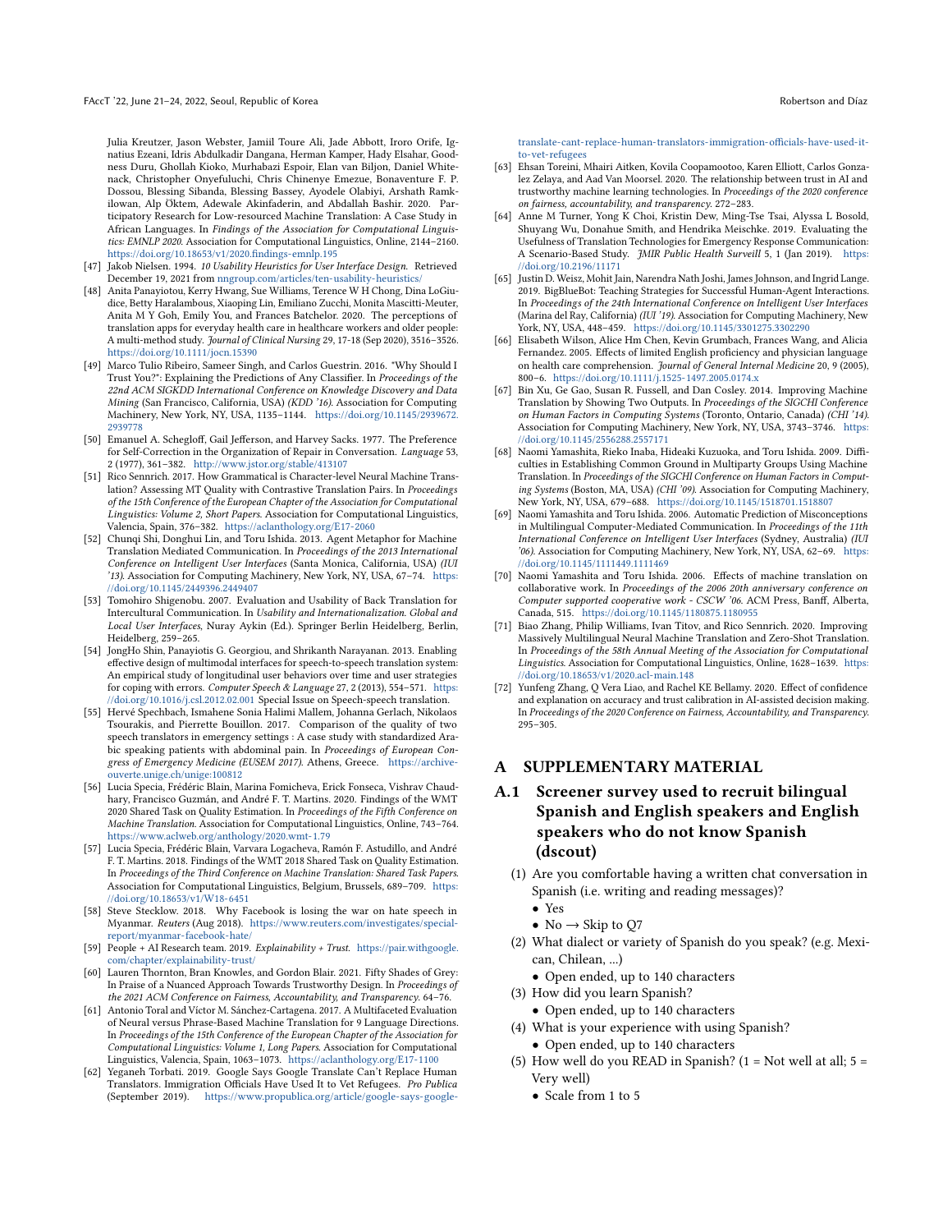Julia Kreutzer, Jason Webster, Jamiil Toure Ali, Jade Abbott, Iroro Orife, Ignatius Ezeani, Idris Abdulkadir Dangana, Herman Kamper, Hady Elsahar, Goodness Duru, Ghollah Kioko, Murhabazi Espoir, Elan van Biljon, Daniel Whitenack, Christopher Onyefuluchi, Chris Chinenye Emezue, Bonaventure F. P. Dossou, Blessing Sibanda, Blessing Bassey, Ayodele Olabiyi, Arshath Ramkilowan, Alp Öktem, Adewale Akinfaderin, and Abdallah Bashir. 2020. Participatory Research for Low-resourced Machine Translation: A Case Study in African Languages. In *Findings of the Association for Computational Linguistics: EMNLP 2020*. Association for Computational Linguistics, Online, 2144–2160. https://doi.org/10.18653/v1/2020.findings-emnlp.195

[47] Jakob Nielsen. 1994. *10 Usability Heuristics for User Interface Design*. Retrieved December 19, 2021 from nngroup.com/articles/ten-usability-heuristics/

[48] Anita Panayiotou, Kerry Hwang, Sue Williams, Terence W H Chong, Dina LoGiudice, Betty Haralambous, Xiaoping Lin, Emiliano Zucchi, Monita Mascitti-Meuter, Anita M Y Goh, Emily You, and Frances Batchelor. 2020. The perceptions of translation apps for everyday health care in healthcare workers and older people: A multi-method study. *Journal of Clinical Nursing* 29, 17-18 (Sep 2020), 3516–3526. https://doi.org/10.1111/jocn.15390

[49] Marco Tulio Ribeiro, Sameer Singh, and Carlos Guestrin. 2016. "Why Should I Trust You?": Explaining the Predictions of Any Classifier. In *Proceedings of the 22nd ACM SIGKDD International Conference on Knowledge Discovery and Data Mining* (San Francisco, California, USA) *(KDD '16)*. Association for Computing Machinery, New York, NY, USA, 1135–1144. https://doi.org/10.1145/2939672.2939778

[50] Emanuel A. Schegloff, Gail Jefferson, and Harvey Sacks. 1977. The Preference for Self-Correction in the Organization of Repair in Conversation. *Language* 53, 2 (1977), 361–382. http://www.jstor.org/stable/413107

[51] Rico Sennrich. 2017. How Grammatical is Character-level Neural Machine Translation? Assessing MT Quality with Contrastive Translation Pairs. In *Proceedings of the 15th Conference of the European Chapter of the Association for Computational Linguistics: Volume 2, Short Papers*. Association for Computational Linguistics, Valencia, Spain, 376–382. https://aclanthology.org/E17-2060

[52] Chunqi Shi, Donghui Lin, and Toru Ishida. 2013. Agent Metaphor for Machine Translation Mediated Communication. In *Proceedings of the 2013 International Conference on Intelligent User Interfaces* (Santa Monica, California, USA) *(IUI '13)*. Association for Computing Machinery, New York, NY, USA, 67–74. https://doi.org/10.1145/2449396.2449407

[53] Tomohiro Shigenobu. 2007. Evaluation and Usability of Back Translation for Intercultural Communication. In *Usability and Internationalization. Global and Local User Interfaces*, Nuray Aykin (Ed.). Springer Berlin Heidelberg, Berlin, Heidelberg, 259–265.

[54] JongHo Shin, Panayiotis G. Georgiou, and Shrikanth Narayanan. 2013. Enabling effective design of multimodal interfaces for speech-to-speech translation system: An empirical study of longitudinal user behaviors over time and user strategies for coping with errors. *Computer Speech & Language* 27, 2 (2013), 554–571. https://doi.org/10.1016/j.csl.2012.02.001 Special Issue on Speech-speech translation.

[55] Hervé Spechbach, Ismahene Sonia Halimi Mallem, Johanna Gerlach, Nikolaos Tsourakis, and Pierrette Bouillon. 2017. Comparison of the quality of two speech translators in emergency settings : A case study with standardized Arabic speaking patients with abdominal pain. In *Proceedings of European Congress of Emergency Medicine (EUSEM 2017)*. Athens, Greece. https://archive-ouverte.unige.ch/unige:100812

[56] Lucia Specia, Frédéric Blain, Marina Fomicheva, Erick Fonseca, Vishrav Chaudhary, Francisco Guzmán, and André F. T. Martins. 2020. Findings of the WMT 2020 Shared Task on Quality Estimation. In *Proceedings of the Fifth Conference on Machine Translation*. Association for Computational Linguistics, Online, 743–764. https://www.aclweb.org/anthology/2020.wmt-1.79

[57] Lucia Specia, Frédéric Blain, Varvara Logacheva, Ramón F. Astudillo, and André F. T. Martins. 2018. Findings of the WMT 2018 Shared Task on Quality Estimation. In *Proceedings of the Third Conference on Machine Translation: Shared Task Papers*. Association for Computational Linguistics, Belgium, Brussels, 689–709. https://doi.org/10.18653/v1/W18-6451

[58] Steve Stecklow. 2018. Why Facebook is losing the war on hate speech in Myanmar. *Reuters* (Aug 2018). https://www.reuters.com/investigates/special-report/myanmar-facebook-hate/

[59] People + AI Research team. 2019. *Explainability + Trust*. https://pair.withgoogle.com/chapter/explainability-trust/

[60] Lauren Thornton, Bran Knowles, and Gordon Blair. 2021. Fifty Shades of Grey: In Praise of a Nuanced Approach Towards Trustworthy Design. In *Proceedings of the 2021 ACM Conference on Fairness, Accountability, and Transparency*. 64–76.

[61] Antonio Toral and Víctor M. Sánchez-Cartagena. 2017. A Multifaceted Evaluation of Neural versus Phrase-Based Machine Translation for 9 Language Directions. In *Proceedings of the 15th Conference of the European Chapter of the Association for Computational Linguistics: Volume 1, Long Papers*. Association for Computational Linguistics, Valencia, Spain, 1063–1073. https://aclanthology.org/E17-1100

[62] Yeganeh Torbati. 2019. Google Says Google Translate Can't Replace Human Translators. Immigration Officials Have Used It to Vet Refugees. *Pro Publica* (September 2019). https://www.propublica.org/article/google-says-google-translate-cant-replace-human-translators-immigration-officials-have-used-it-to-vet-refugees

[63] Ehsan Toreini, Mhairi Aitken, Kovila Coopamootoo, Karen Elliott, Carlos Gonzalez Zelaya, and Aad Van Moorsel. 2020. The relationship between trust in AI and trustworthy machine learning technologies. In *Proceedings of the 2020 conference on fairness, accountability, and transparency*. 272–283.

[64] Anne M Turner, Yong K Choi, Kristin Dew, Ming-Tse Tsai, Alyssa L Bosold, Shuyang Wu, Donahue Smith, and Hendrika Meischke. 2019. Evaluating the Usefulness of Translation Technologies for Emergency Response Communication: A Scenario-Based Study. *JMIR Public Health Surveill* 5, 1 (Jan 2019). https://doi.org/10.2196/11171

[65] Justin D. Weisz, Mohit Jain, Narendra Nath Joshi, James Johnson, and Ingrid Lange. 2019. BigBlueBot: Teaching Strategies for Successful Human-Agent Interactions. In *Proceedings of the 24th International Conference on Intelligent User Interfaces* (Marina del Ray, California) *(IUI '19)*. Association for Computing Machinery, New York, NY, USA, 448–459. https://doi.org/10.1145/3301275.3302290

[66] Elisabeth Wilson, Alice Hm Chen, Kevin Grumbach, Frances Wang, and Alicia Fernandez. 2005. Effects of limited English proficiency and physician language on health care comprehension. *Journal of General Internal Medicine* 20, 9 (2005), 800–6. https://doi.org/10.1111/j.1525-1497.2005.0174.x

[67] Bin Xu, Ge Gao, Susan R. Fussell, and Dan Cosley. 2014. Improving Machine Translation by Showing Two Outputs. In *Proceedings of the SIGCHI Conference on Human Factors in Computing Systems* (Toronto, Ontario, Canada) *(CHI '14)*. Association for Computing Machinery, New York, NY, USA, 3743–3746. https://doi.org/10.1145/2556288.2557171

[68] Naomi Yamashita, Rieko Inaba, Hideaki Kuzuoka, and Toru Ishida. 2009. Difficulties in Establishing Common Ground in Multiparty Groups Using Machine Translation. In *Proceedings of the SIGCHI Conference on Human Factors in Computing Systems* (Boston, MA, USA) *(CHI '09)*. Association for Computing Machinery, New York, NY, USA, 679–688. https://doi.org/10.1145/1518701.1518807

[69] Naomi Yamashita and Toru Ishida. 2006. Automatic Prediction of Misconceptions in Multilingual Computer-Mediated Communication. In *Proceedings of the 11th International Conference on Intelligent User Interfaces* (Sydney, Australia) *(IUI '06)*. Association for Computing Machinery, New York, NY, USA, 62–69. https://doi.org/10.1145/1111449.1111469

[70] Naomi Yamashita and Toru Ishida. 2006. Effects of machine translation on collaborative work. In *Proceedings of the 2006 20th anniversary conference on Computer supported cooperative work - CSCW '06*. ACM Press, Banff, Alberta, Canada, 515. https://doi.org/10.1145/1180875.1180955

[71] Biao Zhang, Philip Williams, Ivan Titov, and Rico Sennrich. 2020. Improving Massively Multilingual Neural Machine Translation and Zero-Shot Translation. In *Proceedings of the 58th Annual Meeting of the Association for Computational Linguistics*. Association for Computational Linguistics, Online, 1628–1639. https://doi.org/10.18653/v1/2020.acl-main.148

[72] Yunfeng Zhang, Q Vera Liao, and Rachel KE Bellamy. 2020. Effect of confidence and explanation on accuracy and trust calibration in AI-assisted decision making. In *Proceedings of the 2020 Conference on Fairness, Accountability, and Transparency*. 295–305.

# A SUPPLEMENTARY MATERIAL

## A.1 Screener survey used to recruit bilingual Spanish and English speakers and English speakers who do not know Spanish (dscout)

(1) Are you comfortable having a written chat conversation in Spanish (i.e. writing and reading messages)?
- Yes
- No → Skip to Q7

(2) What dialect or variety of Spanish do you speak? (e.g. Mexican, Chilean, ...)
- Open ended, up to 140 characters

(3) How did you learn Spanish?
- Open ended, up to 140 characters

(4) What is your experience with using Spanish?
- Open ended, up to 140 characters

(5) How well do you READ in Spanish? (1 = Not well at all; 5 = Very well)
- Scale from 1 to 5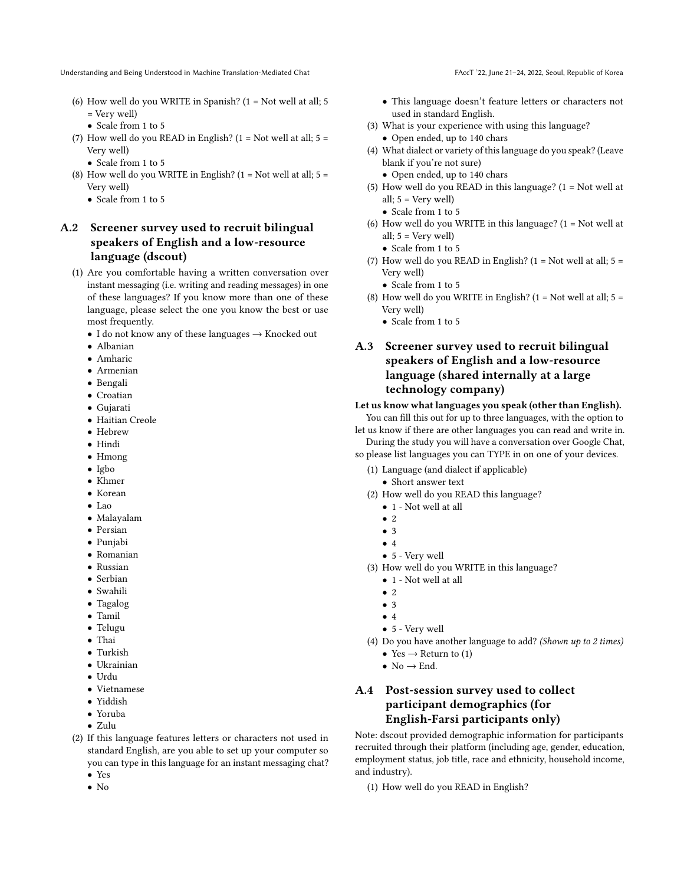(6) How well do you WRITE in Spanish? (1 = Not well at all; 5 = Very well)
   - Scale from 1 to 5

(7) How well do you READ in English? (1 = Not well at all; 5 = Very well)
   - Scale from 1 to 5

(8) How well do you WRITE in English? (1 = Not well at all; 5 = Very well)
   - Scale from 1 to 5

## A.2 Screener survey used to recruit bilingual speakers of English and a low-resource language (dscout)

(1) Are you comfortable having a written conversation over instant messaging (i.e. writing and reading messages) in one of these languages? If you know more than one of these language, please select the one you know the best or use most frequently.
   - I do not know any of these languages → Knocked out
   - Albanian
   - Amharic
   - Armenian
   - Bengali
   - Croatian
   - Gujarati
   - Haitian Creole
   - Hebrew
   - Hindi
   - Hmong
   - Igbo
   - Khmer
   - Korean
   - Lao
   - Malayalam
   - Persian
   - Punjabi
   - Romanian
   - Russian
   - Serbian
   - Swahili
   - Tagalog
   - Tamil
   - Telugu
   - Thai
   - Turkish
   - Ukrainian
   - Urdu
   - Vietnamese
   - Yiddish
   - Yoruba
   - Zulu

(2) If this language features letters or characters not used in standard English, are you able to set up your computer so you can type in this language for an instant messaging chat?
   - Yes
   - No
   - This language doesn't feature letters or characters not used in standard English.

(3) What is your experience with using this language?
   - Open ended, up to 140 chars

(4) What dialect or variety of this language do you speak? (Leave blank if you're not sure)
   - Open ended, up to 140 chars

(5) How well do you READ in this language? (1 = Not well at all; 5 = Very well)
   - Scale from 1 to 5

(6) How well do you WRITE in this language? (1 = Not well at all; 5 = Very well)
   - Scale from 1 to 5

(7) How well do you READ in English? (1 = Not well at all; 5 = Very well)
   - Scale from 1 to 5

(8) How well do you WRITE in English? (1 = Not well at all; 5 = Very well)
   - Scale from 1 to 5

## A.3 Screener survey used to recruit bilingual speakers of English and a low-resource language (shared internally at a large technology company)

**Let us know what languages you speak (other than English).**

You can fill this out for up to three languages, with the option to let us know if there are other languages you can read and write in.

During the study you will have a conversation over Google Chat, so please list languages you can TYPE in on one of your devices.

(1) Language (and dialect if applicable)
   - Short answer text

(2) How well do you READ this language?
   - 1 - Not well at all
   - 2
   - 3
   - 4
   - 5 - Very well

(3) How well do you WRITE in this language?
   - 1 - Not well at all
   - 2
   - 3
   - 4
   - 5 - Very well

(4) Do you have another language to add? *(Shown up to 2 times)*
   - Yes → Return to (1)
   - No → End.

## A.4 Post-session survey used to collect participant demographics (for English-Farsi participants only)

Note: dscout provided demographic information for participants recruited through their platform (including age, gender, education, employment status, job title, race and ethnicity, household income, and industry).

(1) How well do you READ in English?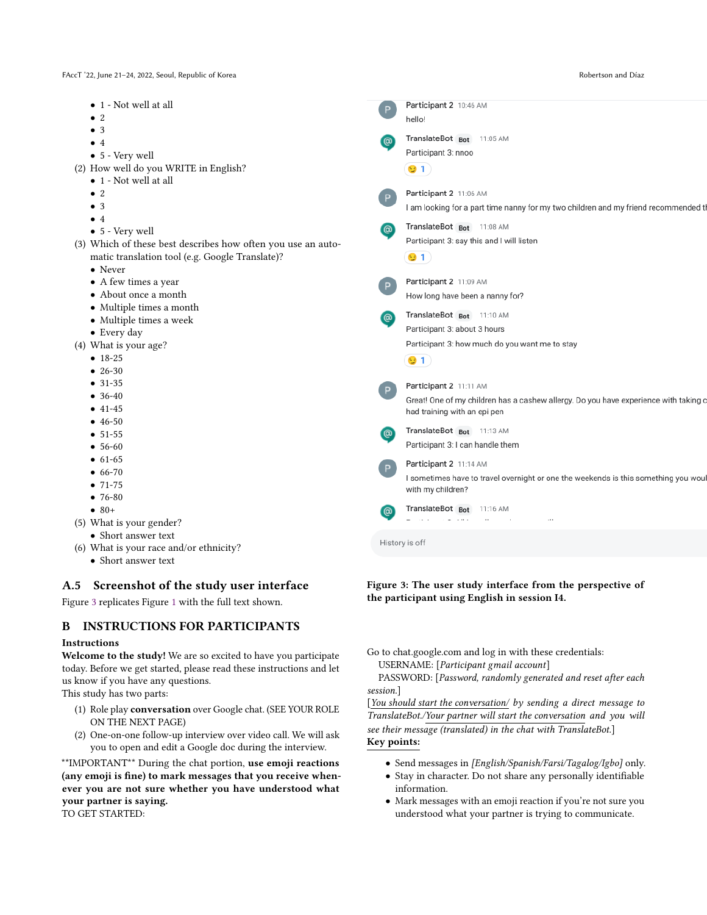- 1 - Not well at all
- 2
- 3
- 4
- 5 - Very well

(2) How well do you WRITE in English?
- 1 - Not well at all
- 2
- 3
- 4
- 5 - Very well

(3) Which of these best describes how often you use an automatic translation tool (e.g. Google Translate)?
- Never
- A few times a year
- About once a month
- Multiple times a month
- Multiple times a week
- Every day

(4) What is your age?
- 18-25
- 26-30
- 31-35
- 36-40
- 41-45
- 46-50
- 51-55
- 56-60
- 61-65
- 66-70
- 71-75
- 76-80
- 80+

(5) What is your gender?
- Short answer text

(6) What is your race and/or ethnicity?
- Short answer text

### A.5 Screenshot of the study user interface

Figure 3 replicates Figure 1 with the full text shown.

Participant 2 10:46 AM
hello!

TranslateBot Bot 11:05 AM
Participant 3: nnoo
😏 1

Participant 2 11:06 AM
I am looking for a part time nanny for my two children and my friend recommended t

TranslateBot Bot 11:08 AM
Participant 3: say this and I will listen
😏 1

Participant 2 11:09 AM
How long have been a nanny for?

TranslateBot Bot 11:10 AM
Participant 3: about 3 hours
Participant 3: how much do you want me to stay
😏 1

Participant 2 11:11 AM
Great! One of my children has a cashew allergy. Do you have experience with taking c had training with an epi pen

TranslateBot Bot 11:13 AM
Participant 3: I can handle them

Participant 2 11:14 AM
I sometimes have to travel overnight or one the weekends is this something you woul with my children?

TranslateBot Bot 11:16 AM

History is off

**Figure 3: The user study interface from the perspective of the participant using English in session I4.**

## B INSTRUCTIONS FOR PARTICIPANTS

### Instructions

**Welcome to the study!** We are so excited to have you participate today. Before we get started, please read these instructions and let us know if you have any questions.

This study has two parts:

(1) Role play **conversation** over Google chat. (SEE YOUR ROLE ON THE NEXT PAGE)

(2) One-on-one follow-up interview over video call. We will ask you to open and edit a Google doc during the interview.

**IMPORTANT** During the chat portion, **use emoji reactions (any emoji is fine) to mark messages that you receive whenever you are not sure whether you have understood what your partner is saying.**

TO GET STARTED:

Go to chat.google.com and log in with these credentials:

USERNAME: [*Participant gmail account*]

PASSWORD: [*Password, randomly generated and reset after each session.*]

[*You should start the conversation/ by sending a direct message to TranslateBot./Your partner will start the conversation and you will see their message (translated) in the chat with TranslateBot.*]

**Key points:**

- Send messages in *[English/Spanish/Farsi/Tagalog/Igbo]* only.
- Stay in character. Do not share any personally identifiable information.
- Mark messages with an emoji reaction if you're not sure you understood what your partner is trying to communicate.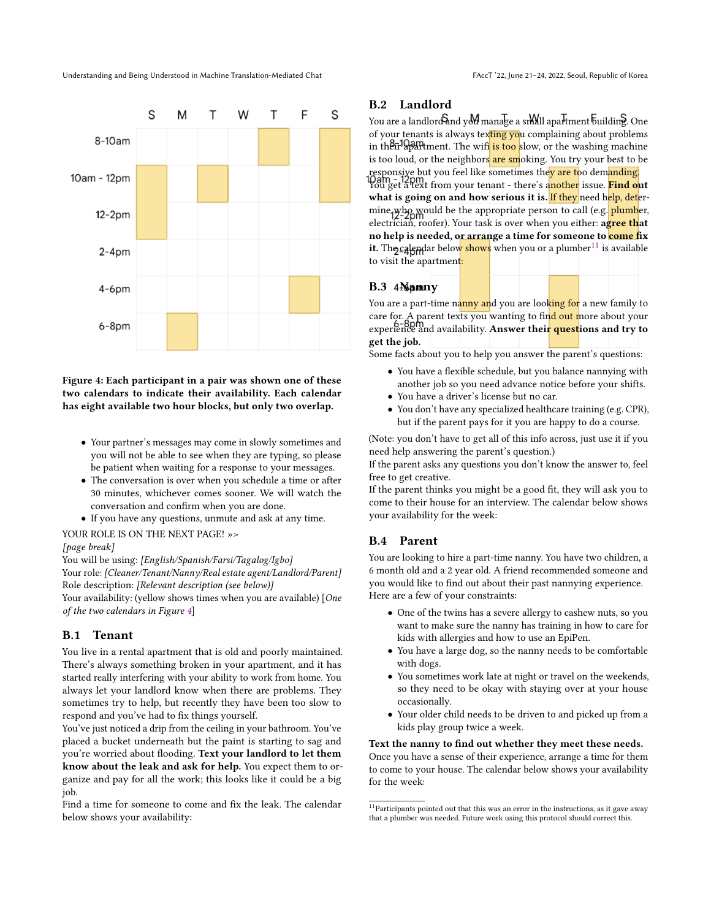|  | S | M | T | W | T | F | S |
|---|---|---|---|---|---|---|---|
| 8-10am |  |  |  |  | ■ |  | ■ |
| 10am - 12pm | ■ |  | ■ |  |  |  | ■ |
| 12-2pm | ■ |  |  |  |  |  |  |
| 2-4pm |  |  |  |  |  |  |  |
| 4-6pm |  |  |  |  |  | ■ |  |
| 6-8pm |  | ■ |  |  |  |  |  |

|  | S | M | T | W | T | F | S |
|---|---|---|---|---|---|---|---|
| 8-10am |  |  | ■ |  |  |  |  |
| 10am - 12pm |  |  |  |  | ■ |  | ■ |
| 12-2pm |  |  |  |  |  |  |  |
| 2-4pm |  |  | ■ |  |  |  |  |
| 4-6pm |  |  | ■ |  | ■ |  |  |
| 6-8pm |  |  |  |  | ■ |  |  |

**Figure 4: Each participant in a pair was shown one of these two calendars to indicate their availability. Each calendar has eight available two hour blocks, but only two overlap.**

- Your partner's messages may come in slowly sometimes and you will not be able to see when they are typing, so please be patient when waiting for a response to your messages.
- The conversation is over when you schedule a time or after 30 minutes, whichever comes sooner. We will watch the conversation and confirm when you are done.
- If you have any questions, unmute and ask at any time.

YOUR ROLE IS ON THE NEXT PAGE! »>
*[page break]*
You will be using: *[English/Spanish/Farsi/Tagalog/Igbo]*
Your role: *[Cleaner/Tenant/Nanny/Real estate agent/Landlord/Parent]*
Role description: *[Relevant description (see below)]*
Your availability: (yellow shows times when you are available) [*One of the two calendars in Figure 4*]

## B.1 Tenant

You live in a rental apartment that is old and poorly maintained. There's always something broken in your apartment, and it has started really interfering with your ability to work from home. You always let your landlord know when there are problems. They sometimes try to help, but recently they have been too slow to respond and you've had to fix things yourself.

You've just noticed a drip from the ceiling in your bathroom. You've placed a bucket underneath but the paint is starting to sag and you're worried about flooding. **Text your landlord to let them know about the leak and ask for help.** You expect them to organize and pay for all the work; this looks like it could be a big job.

Find a time for someone to come and fix the leak. The calendar below shows your availability:

## B.2 Landlord

You are a landlord and you manage a small apartment building. One of your tenants is always texting you complaining about problems in their apartment. The wifi is too slow, or the washing machine is too loud, or the neighbors are smoking. You try your best to be responsive but you feel like sometimes they are too demanding.

You get a text from your tenant - there's another issue. **Find out what is going on and how serious it is.** If they need help, determine who would be the appropriate person to call (e.g. plumber, electrician, roofer). Your task is over when you either: **agree that no help is needed, or arrange a time for someone to come fix it.** The calendar below shows when you or a plumber[11] is available to visit the apartment:

## B.3 Nanny

You are a part-time nanny and you are looking for a new family to care for. A parent texts you wanting to find out more about your experience and availability. **Answer their questions and try to get the job.**

Some facts about you to help you answer the parent's questions:

- You have a flexible schedule, but you balance nannying with another job so you need advance notice before your shifts.
- You have a driver's license but no car.
- You don't have any specialized healthcare training (e.g. CPR), but if the parent pays for it you are happy to do a course.

(Note: you don't have to get all of this info across, just use it if you need help answering the parent's question.)
If the parent asks any questions you don't know the answer to, feel free to get creative.
If the parent thinks you might be a good fit, they will ask you to come to their house for an interview. The calendar below shows your availability for the week:

## B.4 Parent

You are looking to hire a part-time nanny. You have two children, a 6 month old and a 2 year old. A friend recommended someone and you would like to find out about their past nannying experience. Here are a few of your constraints:

- One of the twins has a severe allergy to cashew nuts, so you want to make sure the nanny has training in how to care for kids with allergies and how to use an EpiPen.
- You have a large dog, so the nanny needs to be comfortable with dogs.
- You sometimes work late at night or travel on the weekends, so they need to be okay with staying over at your house occasionally.
- Your older child needs to be driven to and picked up from a kids play group twice a week.

**Text the nanny to find out whether they meet these needs.**
Once you have a sense of their experience, arrange a time for them to come to your house. The calendar below shows your availability for the week:

[11] Participants pointed out that this was an error in the instructions, as it gave away that a plumber was needed. Future work using this protocol should correct this.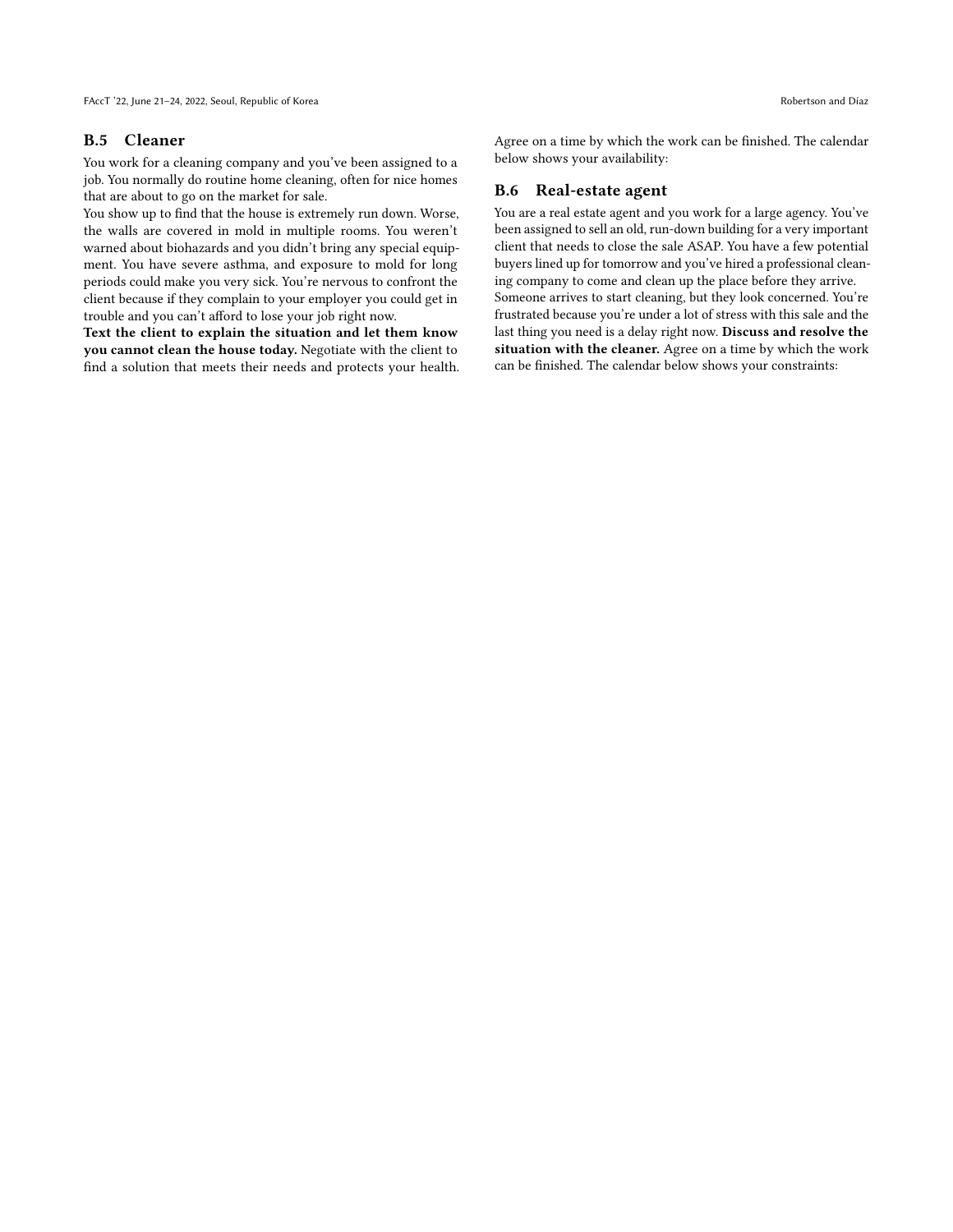### B.5 Cleaner

You work for a cleaning company and you've been assigned to a job. You normally do routine home cleaning, often for nice homes that are about to go on the market for sale.

You show up to find that the house is extremely run down. Worse, the walls are covered in mold in multiple rooms. You weren't warned about biohazards and you didn't bring any special equipment. You have severe asthma, and exposure to mold for long periods could make you very sick. You're nervous to confront the client because if they complain to your employer you could get in trouble and you can't afford to lose your job right now.

**Text the client to explain the situation and let them know you cannot clean the house today.** Negotiate with the client to find a solution that meets their needs and protects your health. Agree on a time by which the work can be finished. The calendar below shows your availability:

### B.6 Real-estate agent

You are a real estate agent and you work for a large agency. You've been assigned to sell an old, run-down building for a very important client that needs to close the sale ASAP. You have a few potential buyers lined up for tomorrow and you've hired a professional cleaning company to come and clean up the place before they arrive.

Someone arrives to start cleaning, but they look concerned. You're frustrated because you're under a lot of stress with this sale and the last thing you need is a delay right now. **Discuss and resolve the situation with the cleaner.** Agree on a time by which the work can be finished. The calendar below shows your constraints: